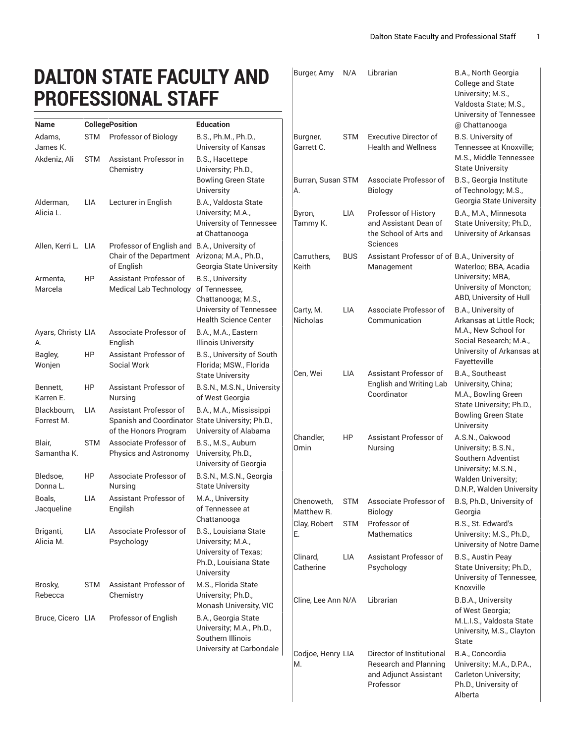# DALTON STATE FACULTY AND PROFESSIONAL STAFF

| Name | College | Position | Education |
|---|---|---|---|
| Adams, James K. | STM | Professor of Biology | B.S., Ph.M., Ph.D., University of Kansas |
| Akdeniz, Ali | STM | Assistant Professor in Chemistry | B.S., Hacettepe University; Ph.D., Bowling Green State University |
| Alderman, Alicia L. | LIA | Lecturer in English | B.A., Valdosta State University; M.A., University of Tennessee at Chattanooga |
| Allen, Kerri L. | LIA | Professor of English and Chair of the Department of English | B.A., University of Arizona; M.A., Ph.D., Georgia State University |
| Armenta, Marcela | HP | Assistant Professor of Medical Lab Technology | B.S., University of Tennessee, Chattanooga; M.S., University of Tennessee Health Science Center |
| Ayars, Christy A. | LIA | Associate Professor of English | B.A., M.A., Eastern Illinois University |
| Bagley, Wonjen | HP | Assistant Professor of Social Work | B.S., University of South Florida; MSW., Florida State University |
| Bennett, Karren E. | HP | Assistant Professor of Nursing | B.S.N., M.S.N., University of West Georgia |
| Blackbourn, Forrest M. | LIA | Assistant Professor of Spanish and Coordinator of the Honors Program | B.A., M.A., Mississippi State University; Ph.D., University of Alabama |
| Blair, Samantha K. | STM | Associate Professor of Physics and Astronomy | B.S., M.S., Auburn University, Ph.D., University of Georgia |
| Bledsoe, Donna L. | HP | Associate Professor of Nursing | B.S.N., M.S.N., Georgia State University |
| Boals, Jacqueline | LIA | Assistant Professor of Engilsh | M.A., University of Tennessee at Chattanooga |
| Briganti, Alicia M. | LIA | Associate Professor of Psychology | B.S., Louisiana State University; M.A., University of Texas; Ph.D., Louisiana State University |
| Brosky, Rebecca | STM | Assistant Professor of Chemistry | M.S., Florida State University; Ph.D., Monash University, VIC |
| Bruce, Cicero | LIA | Professor of English | B.A., Georgia State University; M.A., Ph.D., Southern Illinois University at Carbondale |
| Burger, Amy | N/A | Librarian | B.A., North Georgia College and State University; M.S., Valdosta State; M.S., University of Tennessee @ Chattanooga |
| Burgner, Garrett C. | STM | Executive Director of Health and Wellness | B.S. University of Tennessee at Knoxville; M.S., Middle Tennessee State University |
| Burran, Susan A. | STM | Associate Professor of Biology | B.S., Georgia Institute of Technology; M.S., Georgia State University |
| Byron, Tammy K. | LIA | Professor of History and Assistant Dean of the School of Arts and Sciences | B.A., M.A., Minnesota State University; Ph.D., University of Arkansas |
| Carruthers, Keith | BUS | Assistant Professor of of Management | B.A., University of Waterloo; BBA, Acadia University; MBA, University of Moncton; ABD, University of Hull |
| Carty, M. Nicholas | LIA | Associate Professor of Communication | B.A., University of Arkansas at Little Rock; M.A., New School for Social Research; M.A., University of Arkansas at Fayetteville |
| Cen, Wei | LIA | Assistant Professor of English and Writing Lab Coordinator | B.A., Southeast University, China; M.A., Bowling Green State University; Ph.D., Bowling Green State University |
| Chandler, Omin | HP | Assistant Professor of Nursing | A.S.N., Oakwood University; B.S.N., Southern Adventist University; M.S.N., Walden University; D.N.P., Walden University |
| Chenoweth, Matthew R. | STM | Associate Professor of Biology | B.S, Ph.D., University of Georgia |
| Clay, Robert E. | STM | Professor of Mathematics | B.S., St. Edward's University; M.S., Ph.D., University of Notre Dame |
| Clinard, Catherine | LIA | Assistant Professor of Psychology | B.S., Austin Peay State University; Ph.D., University of Tennessee, Knoxville |
| Cline, Lee Ann | N/A | Librarian | B.B.A., University of West Georgia; M.L.I.S., Valdosta State University, M.S., Clayton State |
| Codjoe, Henry M. | LIA | Director of Institutional Research and Planning and Adjunct Assistant Professor | B.A., Concordia University; M.A., D.P.A., Carleton University; Ph.D., University of Alberta |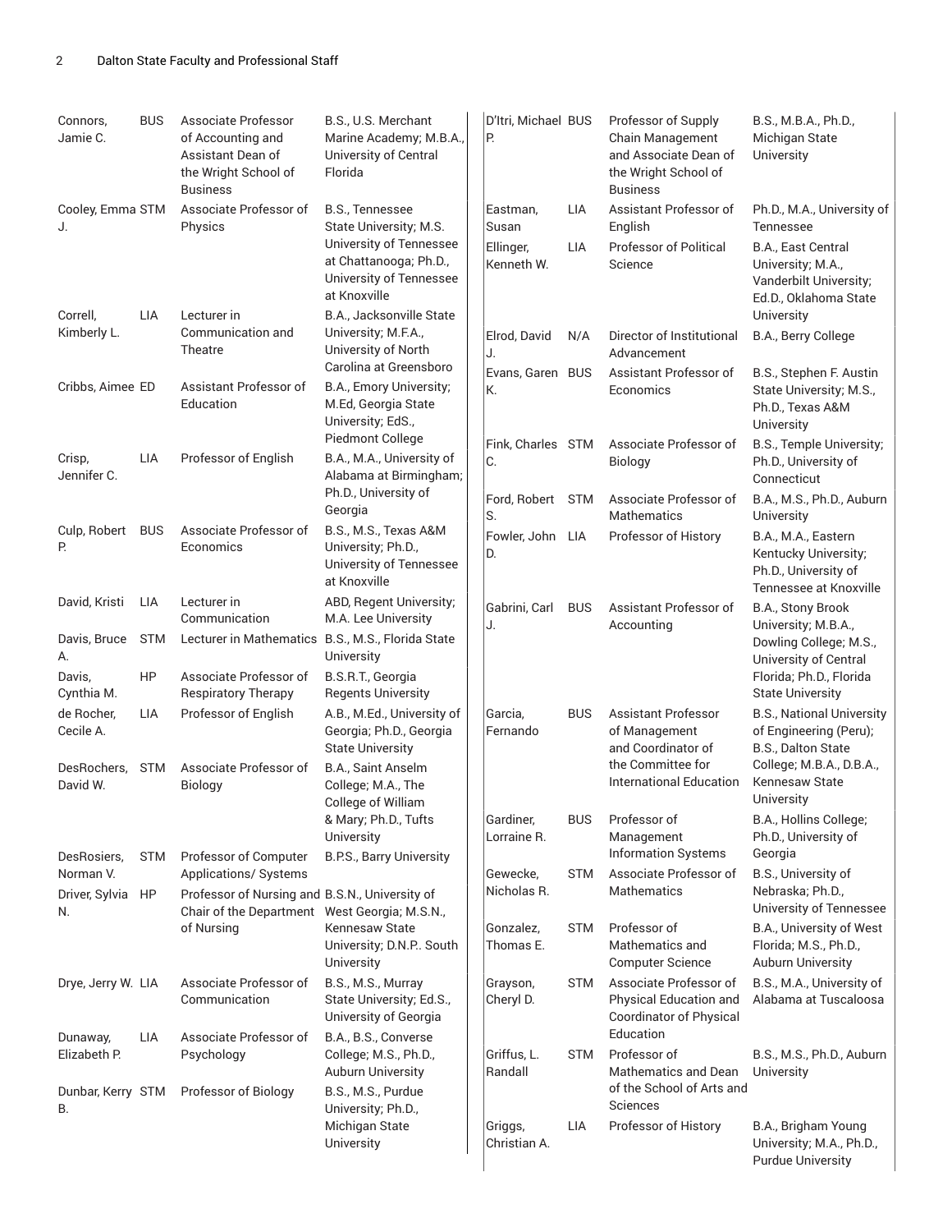| Name | Dept | Title | Degrees |
|---|---|---|---|
| Connors, Jamie C. | BUS | Associate Professor of Accounting and Assistant Dean of the Wright School of Business | B.S., U.S. Merchant Marine Academy; M.B.A., University of Central Florida |
| Cooley, Emma J. | STM | Associate Professor of Physics | B.S., Tennessee State University; M.S. University of Tennessee at Chattanooga; Ph.D., University of Tennessee at Knoxville |
| Correll, Kimberly L. | LIA | Lecturer in Communication and Theatre | B.A., Jacksonville State University; M.F.A., University of North Carolina at Greensboro |
| Cribbs, Aimee | ED | Assistant Professor of Education | B.A., Emory University; M.Ed, Georgia State University; EdS., Piedmont College |
| Crisp, Jennifer C. | LIA | Professor of English | B.A., M.A., University of Alabama at Birmingham; Ph.D., University of Georgia |
| Culp, Robert P. | BUS | Associate Professor of Economics | B.S., M.S., Texas A&M University; Ph.D., University of Tennessee at Knoxville |
| David, Kristi | LIA | Lecturer in Communication | ABD, Regent University; M.A. Lee University |
| Davis, Bruce A. | STM | Lecturer in Mathematics | B.S., M.S., Florida State University |
| Davis, Cynthia M. | HP | Associate Professor of Respiratory Therapy | B.S.R.T., Georgia Regents University |
| de Rocher, Cecile A. | LIA | Professor of English | A.B., M.Ed., University of Georgia; Ph.D., Georgia State University |
| DesRochers, David W. | STM | Associate Professor of Biology | B.A., Saint Anselm College; M.A., The College of William & Mary; Ph.D., Tufts University |
| DesRosiers, Norman V. | STM | Professor of Computer Applications/ Systems | B.P.S., Barry University |
| Driver, Sylvia N. | HP | Professor of Nursing and Chair of the Department of Nursing | B.S.N., University of West Georgia; M.S.N., Kennesaw State University; D.N.P.. South University |
| Drye, Jerry W. | LIA | Associate Professor of Communication | B.S., M.S., Murray State University; Ed.S., University of Georgia |
| Dunaway, Elizabeth P. | LIA | Associate Professor of Psychology | B.A., B.S., Converse College; M.S., Ph.D., Auburn University |
| Dunbar, Kerry B. | STM | Professor of Biology | B.S., M.S., Purdue University; Ph.D., Michigan State University |
| D'Itri, Michael P. | BUS | Professor of Supply Chain Management and Associate Dean of the Wright School of Business | B.S., M.B.A., Ph.D., Michigan State University |
| Eastman, Susan | LIA | Assistant Professor of English | Ph.D., M.A., University of Tennessee |
| Ellinger, Kenneth W. | LIA | Professor of Political Science | B.A., East Central University; M.A., Vanderbilt University; Ed.D., Oklahoma State University |
| Elrod, David J. | N/A | Director of Institutional Advancement | B.A., Berry College |
| Evans, Garen K. | BUS | Assistant Professor of Economics | B.S., Stephen F. Austin State University; M.S., Ph.D., Texas A&M University |
| Fink, Charles C. | STM | Associate Professor of Biology | B.S., Temple University; Ph.D., University of Connecticut |
| Ford, Robert S. | STM | Associate Professor of Mathematics | B.A., M.S., Ph.D., Auburn University |
| Fowler, John D. | LIA | Professor of History | B.A., M.A., Eastern Kentucky University; Ph.D., University of Tennessee at Knoxville |
| Gabrini, Carl J. | BUS | Assistant Professor of Accounting | B.A., Stony Brook University; M.B.A., Dowling College; M.S., University of Central Florida; Ph.D., Florida State University |
| Garcia, Fernando | BUS | Assistant Professor of Management and Coordinator of the Committee for International Education | B.S., National University of Engineering (Peru); B.S., Dalton State College; M.B.A., D.B.A., Kennesaw State University |
| Gardiner, Lorraine R. | BUS | Professor of Management Information Systems | B.A., Hollins College; Ph.D., University of Georgia |
| Gewecke, Nicholas R. | STM | Associate Professor of Mathematics | B.S., University of Nebraska; Ph.D., University of Tennessee |
| Gonzalez, Thomas E. | STM | Professor of Mathematics and Computer Science | B.A., University of West Florida; M.S., Ph.D., Auburn University |
| Grayson, Cheryl D. | STM | Associate Professor of Physical Education and Coordinator of Physical Education | B.S., M.A., University of Alabama at Tuscaloosa |
| Griffus, L. Randall | STM | Professor of Mathematics and Dean of the School of Arts and Sciences | B.S., M.S., Ph.D., Auburn University |
| Griggs, Christian A. | LIA | Professor of History | B.A., Brigham Young University; M.A., Ph.D., Purdue University |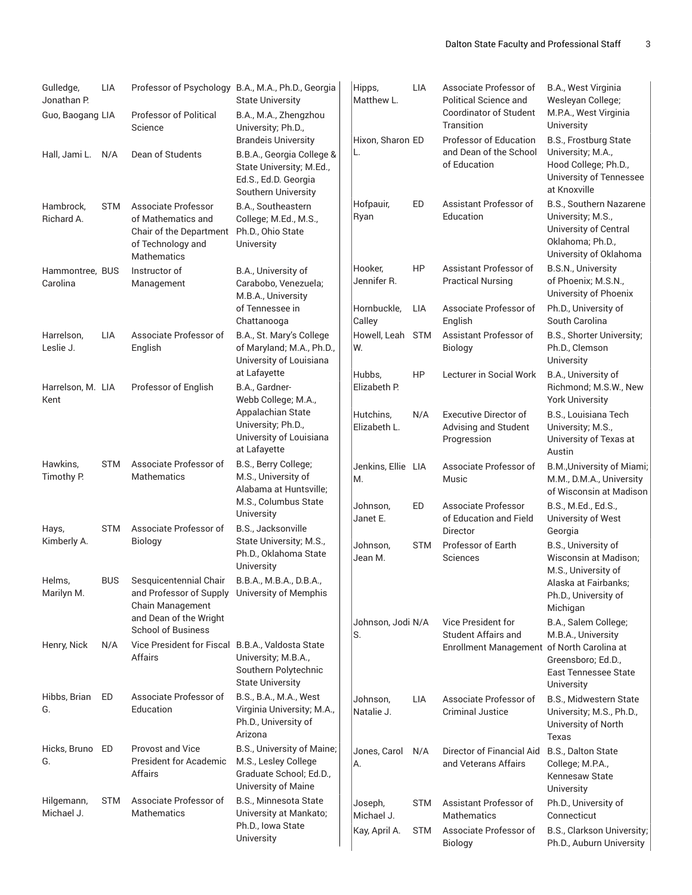| Name | Division | Title | Degrees |
|---|---|---|---|
| Gulledge, Jonathan P. | LIA | Professor of Psychology | B.A., M.A., Ph.D., Georgia State University |
| Guo, Baogang | LIA | Professor of Political Science | B.A., M.A., Zhengzhou University; Ph.D., Brandeis University |
| Hall, Jami L. | N/A | Dean of Students | B.B.A., Georgia College & State University; M.Ed., Ed.S., Ed.D. Georgia Southern University |
| Hambrock, Richard A. | STM | Associate Professor of Mathematics and Chair of the Department of Technology and Mathematics | B.A., Southeastern College; M.Ed., M.S., Ph.D., Ohio State University |
| Hammontree, Carolina | BUS | Instructor of Management | B.A., University of Carabobo, Venezuela; M.B.A., University of Tennessee in Chattanooga |
| Harrelson, Leslie J. | LIA | Associate Professor of English | B.A., St. Mary's College of Maryland; M.A., Ph.D., University of Louisiana at Lafayette |
| Harrelson, M. Kent | LIA | Professor of English | B.A., Gardner-Webb College; M.A., Appalachian State University; Ph.D., University of Louisiana at Lafayette |
| Hawkins, Timothy P. | STM | Associate Professor of Mathematics | B.S., Berry College; M.S., University of Alabama at Huntsville; M.S., Columbus State University |
| Hays, Kimberly A. | STM | Associate Professor of Biology | B.S., Jacksonville State University; M.S., Ph.D., Oklahoma State University |
| Helms, Marilyn M. | BUS | Sesquicentennial Chair and Professor of Supply Chain Management and Dean of the Wright School of Business | B.B.A., M.B.A., D.B.A., University of Memphis |
| Henry, Nick | N/A | Vice President for Fiscal Affairs | B.B.A., Valdosta State University; M.B.A., Southern Polytechnic State University |
| Hibbs, Brian G. | ED | Associate Professor of Education | B.S., B.A., M.A., West Virginia University; M.A., Ph.D., University of Arizona |
| Hicks, Bruno G. | ED | Provost and Vice President for Academic Affairs | B.S., University of Maine; M.S., Lesley College Graduate School; Ed.D., University of Maine |
| Hilgemann, Michael J. | STM | Associate Professor of Mathematics | B.S., Minnesota State University at Mankato; Ph.D., Iowa State University |
| Hipps, Matthew L. | LIA | Associate Professor of Political Science and Coordinator of Student Transition | B.A., West Virginia Wesleyan College; M.P.A., West Virginia University |
| Hixon, Sharon L. | ED | Professor of Education and Dean of the School of Education | B.S., Frostburg State University; M.A., Hood College; Ph.D., University of Tennessee at Knoxville |
| Hofpauir, Ryan | ED | Assistant Professor of Education | B.S., Southern Nazarene University; M.S., University of Central Oklahoma; Ph.D., University of Oklahoma |
| Hooker, Jennifer R. | HP | Assistant Professor of Practical Nursing | B.S.N., University of Phoenix; M.S.N., University of Phoenix |
| Hornbuckle, Calley | LIA | Associate Professor of English | Ph.D., University of South Carolina |
| Howell, Leah W. | STM | Assistant Professor of Biology | B.S., Shorter University; Ph.D., Clemson University |
| Hubbs, Elizabeth P. | HP | Lecturer in Social Work | B.A., University of Richmond; M.S.W., New York University |
| Hutchins, Elizabeth L. | N/A | Executive Director of Advising and Student Progression | B.S., Louisiana Tech University; M.S., University of Texas at Austin |
| Jenkins, Ellie M. | LIA | Associate Professor of Music | B.M.,University of Miami; M.M., D.M.A., University of Wisconsin at Madison |
| Johnson, Janet E. | ED | Associate Professor of Education and Field Director | B.S., M.Ed., Ed.S., University of West Georgia |
| Johnson, Jean M. | STM | Professor of Earth Sciences | B.S., University of Wisconsin at Madison; M.S., University of Alaska at Fairbanks; Ph.D., University of Michigan |
| Johnson, Jodi S. | N/A | Vice President for Student Affairs and Enrollment Management | B.A., Salem College; M.B.A., University of North Carolina at Greensboro; Ed.D., East Tennessee State University |
| Johnson, Natalie J. | LIA | Associate Professor of Criminal Justice | B.S., Midwestern State University; M.S., Ph.D., University of North Texas |
| Jones, Carol A. | N/A | Director of Financial Aid and Veterans Affairs | B.S., Dalton State College; M.P.A., Kennesaw State University |
| Joseph, Michael J. | STM | Assistant Professor of Mathematics | Ph.D., University of Connecticut |
| Kay, April A. | STM | Associate Professor of Biology | B.S., Clarkson University; Ph.D., Auburn University |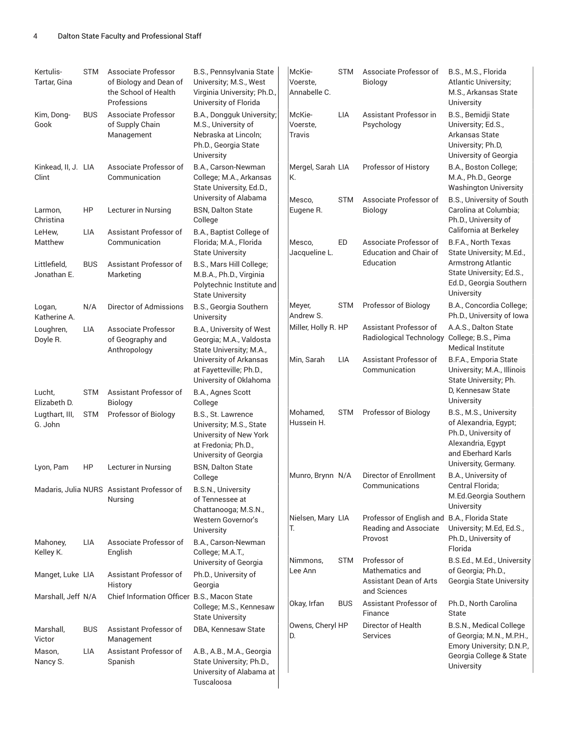| Name | Dept | Title | Degrees |
|---|---|---|---|
| Kertulis-Tartar, Gina | STM | Associate Professor of Biology and Dean of the School of Health Professions | B.S., Pennsylvania State University; M.S., West Virginia University; Ph.D., University of Florida |
| Kim, Dong-Gook | BUS | Associate Professor of Supply Chain Management | B.A., Dongguk University; M.S., University of Nebraska at Lincoln; Ph.D., Georgia State University |
| Kinkead, II, J. Clint | LIA | Associate Professor of Communication | B.A., Carson-Newman College; M.A., Arkansas State University, Ed.D., University of Alabama |
| Larmon, Christina | HP | Lecturer in Nursing | BSN, Dalton State College |
| LeHew, Matthew | LIA | Assistant Professor of Communication | B.A., Baptist College of Florida; M.A., Florida State University |
| Littlefield, Jonathan E. | BUS | Assistant Professor of Marketing | B.S., Mars Hill College; M.B.A., Ph.D., Virginia Polytechnic Institute and State University |
| Logan, Katherine A. | N/A | Director of Admissions | B.S., Georgia Southern University |
| Loughren, Doyle R. | LIA | Associate Professor of Geography and Anthropology | B.A., University of West Georgia; M.A., Valdosta State University; M.A., University of Arkansas at Fayetteville; Ph.D., University of Oklahoma |
| Lucht, Elizabeth D. | STM | Assistant Professor of Biology | B.A., Agnes Scott College |
| Lugthart, III, G. John | STM | Professor of Biology | B.S., St. Lawrence University; M.S., State University of New York at Fredonia; Ph.D., University of Georgia |
| Lyon, Pam | HP | Lecturer in Nursing | BSN, Dalton State College |
| Madaris, Julia | NURS | Assistant Professor of Nursing | B.S.N., University of Tennessee at Chattanooga; M.S.N., Western Governor's University |
| Mahoney, Kelley K. | LIA | Associate Professor of English | B.A., Carson-Newman College; M.A.T., University of Georgia |
| Manget, Luke | LIA | Assistant Professor of History | Ph.D., University of Georgia |
| Marshall, Jeff | N/A | Chief Information Officer | B.S., Macon State College; M.S., Kennesaw State University |
| Marshall, Victor | BUS | Assistant Professor of Management | DBA, Kennesaw State |
| Mason, Nancy S. | LIA | Assistant Professor of Spanish | A.B., A.B., M.A., Georgia State University; Ph.D., University of Alabama at Tuscaloosa |
| McKie-Voerste, Annabelle C. | STM | Associate Professor of Biology | B.S., M.S., Florida Atlantic University; M.S., Arkansas State University |
| McKie-Voerste, Travis | LIA | Assistant Professor in Psychology | B.S., Bemidji State University; Ed.S., Arkansas State University; Ph.D, University of Georgia |
| Mergel, Sarah K. | LIA | Professor of History | B.A., Boston College; M.A., Ph.D., George Washington University |
| Mesco, Eugene R. | STM | Associate Professor of Biology | B.S., University of South Carolina at Columbia; Ph.D., University of California at Berkeley |
| Mesco, Jacqueline L. | ED | Associate Professor of Education and Chair of Education | B.F.A., North Texas State University; M.Ed., Armstrong Atlantic State University; Ed.S., Ed.D., Georgia Southern University |
| Meyer, Andrew S. | STM | Professor of Biology | B.A., Concordia College; Ph.D., University of Iowa |
| Miller, Holly R. | HP | Assistant Professor of Radiological Technology | A.A.S., Dalton State College; B.S., Pima Medical Institute |
| Min, Sarah | LIA | Assistant Professor of Communication | B.F.A., Emporia State University; M.A., Illinois State University; Ph. D, Kennesaw State University |
| Mohamed, Hussein H. | STM | Professor of Biology | B.S., M.S., University of Alexandria, Egypt; Ph.D., University of Alexandria, Egypt and Eberhard Karls University, Germany. |
| Munro, Brynn | N/A | Director of Enrollment Communications | B.A., University of Central Florida; M.Ed.Georgia Southern University |
| Nielsen, Mary T. | LIA | Professor of English and Reading and Associate Provost | B.A., Florida State University; M.Ed, Ed.S., Ph.D., University of Florida |
| Nimmons, Lee Ann | STM | Professor of Mathematics and Assistant Dean of Arts and Sciences | B.S.Ed., M.Ed., University of Georgia; Ph.D., Georgia State University |
| Okay, Irfan | BUS | Assistant Professor of Finance | Ph.D., North Carolina State |
| Owens, Cheryl D. | HP | Director of Health Services | B.S.N., Medical College of Georgia; M.N., M.P.H., Emory University; D.N.P., Georgia College & State University |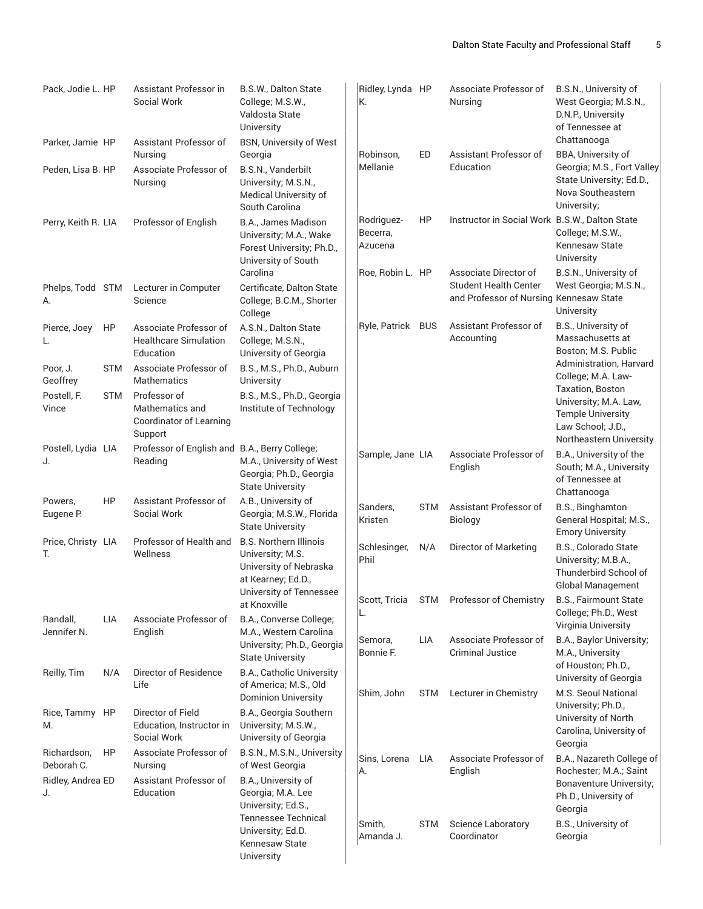| Name | Division | Title | Education |
|---|---|---|---|
| Pack, Jodie L. | HP | Assistant Professor in Social Work | B.S.W., Dalton State College; M.S.W., Valdosta State University |
| Parker, Jamie | HP | Assistant Professor of Nursing | BSN, University of West Georgia |
| Peden, Lisa B. | HP | Associate Professor of Nursing | B.S.N., Vanderbilt University; M.S.N., Medical University of South Carolina |
| Perry, Keith R. | LIA | Professor of English | B.A., James Madison University; M.A., Wake Forest University; Ph.D., University of South Carolina |
| Phelps, Todd A. | STM | Lecturer in Computer Science | Certificate, Dalton State College; B.C.M., Shorter College |
| Pierce, Joey L. | HP | Associate Professor of Healthcare Simulation Education | A.S.N., Dalton State College; M.S.N., University of Georgia |
| Poor, J. Geoffrey | STM | Associate Professor of Mathematics | B.S., M.S., Ph.D., Auburn University |
| Postell, F. Vince | STM | Professor of Mathematics and Coordinator of Learning Support | B.S., M.S., Ph.D., Georgia Institute of Technology |
| Postell, Lydia J. | LIA | Professor of English and Reading | B.A., Berry College; M.A., University of West Georgia; Ph.D., Georgia State University |
| Powers, Eugene P. | HP | Assistant Professor of Social Work | A.B., University of Georgia; M.S.W., Florida State University |
| Price, Christy T. | LIA | Professor of Health and Wellness | B.S. Northern Illinois University; M.S. University of Nebraska at Kearney; Ed.D., University of Tennessee at Knoxville |
| Randall, Jennifer N. | LIA | Associate Professor of English | B.A., Converse College; M.A., Western Carolina University; Ph.D., Georgia State University |
| Reilly, Tim | N/A | Director of Residence Life | B.A., Catholic University of America; M.S., Old Dominion University |
| Rice, Tammy M. | HP | Director of Field Education, Instructor in Social Work | B.A., Georgia Southern University; M.S.W., University of Georgia |
| Richardson, Deborah C. | HP | Associate Professor of Nursing | B.S.N., M.S.N., University of West Georgia |
| Ridley, Andrea J. | ED | Assistant Professor of Education | B.A., University of Georgia; M.A. Lee University; Ed.S., Tennessee Technical University; Ed.D. Kennesaw State University |
| Ridley, Lynda K. | HP | Associate Professor of Nursing | B.S.N., University of West Georgia; M.S.N., D.N.P., University of Tennessee at Chattanooga |
| Robinson, Mellanie | ED | Assistant Professor of Education | BBA, University of Georgia; M.S., Fort Valley State University; Ed.D., Nova Southeastern University; |
| Rodriguez-Becerra, Azucena | HP | Instructor in Social Work | B.S.W., Dalton State College; M.S.W., Kennesaw State University |
| Roe, Robin L. | HP | Associate Director of Student Health Center and Professor of Nursing | B.S.N., University of West Georgia; M.S.N., Kennesaw State University |
| Ryle, Patrick | BUS | Assistant Professor of Accounting | B.S., University of Massachusetts at Boston; M.S. Public Administration, Harvard College; M.A. Law-Taxation, Boston University; M.A. Law, Temple University Law School; J.D., Northeastern University |
| Sample, Jane | LIA | Associate Professor of English | B.A., University of the South; M.A., University of Tennessee at Chattanooga |
| Sanders, Kristen | STM | Assistant Professor of Biology | B.S., Binghamton General Hospital; M.S., Emory University |
| Schlesinger, Phil | N/A | Director of Marketing | B.S., Colorado State University; M.B.A., Thunderbird School of Global Management |
| Scott, Tricia L. | STM | Professor of Chemistry | B.S., Fairmount State College; Ph.D., West Virginia University |
| Semora, Bonnie F. | LIA | Associate Professor of Criminal Justice | B.A., Baylor University; M.A., University of Houston; Ph.D., University of Georgia |
| Shim, John | STM | Lecturer in Chemistry | M.S. Seoul National University; Ph.D., University of North Carolina, University of Georgia |
| Sins, Lorena A. | LIA | Associate Professor of English | B.A., Nazareth College of Rochester; M.A.; Saint Bonaventure University; Ph.D., University of Georgia |
| Smith, Amanda J. | STM | Science Laboratory Coordinator | B.S., University of Georgia |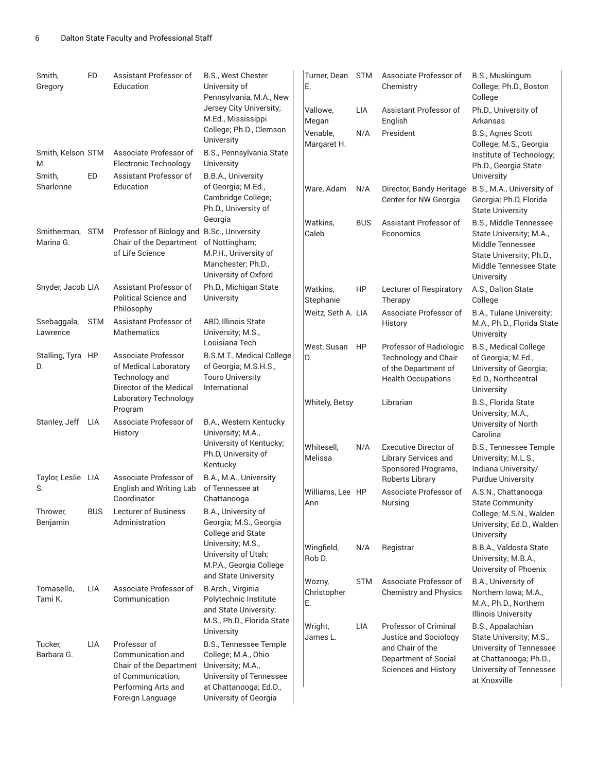| Name | Dept | Title | Degrees |
|---|---|---|---|
| Smith, Gregory | ED | Assistant Professor of Education | B.S., West Chester University of Pennsylvania, M.A., New Jersey City University; M.Ed., Mississippi College; Ph.D., Clemson University |
| Smith, Kelson M. | STM | Associate Professor of Electronic Technology | B.S., Pennsylvania State University |
| Smith, Sharlonne | ED | Assistant Professor of Education | B.B.A., University of Georgia; M.Ed., Cambridge College; Ph.D., University of Georgia |
| Smitherman, Marina G. | STM | Professor of Biology and Chair of the Department of Life Science | B.Sc., University of Nottingham; M.P.H., University of Manchester; Ph.D., University of Oxford |
| Snyder, Jacob | LIA | Assistant Professor of Political Science and Philosophy | Ph.D., Michigan State University |
| Ssebaggala, Lawrence | STM | Assistant Professor of Mathematics | ABD, Illinois State University; M.S., Louisiana Tech |
| Stalling, Tyra D. | HP | Associate Professor of Medical Laboratory Technology and Director of the Medical Laboratory Technology Program | B.S.M.T., Medical College of Georgia; M.S.H.S., Touro University International |
| Stanley, Jeff | LIA | Associate Professor of History | B.A., Western Kentucky University; M.A., University of Kentucky; Ph.D, University of Kentucky |
| Taylor, Leslie S. | LIA | Associate Professor of English and Writing Lab Coordinator | B.A., M.A., University of Tennessee at Chattanooga |
| Thrower, Benjamin | BUS | Lecturer of Business Administration | B.A., University of Georgia; M.S., Georgia College and State University; M.S., University of Utah; M.P.A., Georgia College and State University |
| Tomasello, Tami K. | LIA | Associate Professor of Communication | B.Arch., Virginia Polytechnic Institute and State University; M.S., Ph.D., Florida State University |
| Tucker, Barbara G. | LIA | Professor of Communication and Chair of the Department of Communication, Performing Arts and Foreign Language | B.S., Tennessee Temple College; M.A., Ohio University; M.A., University of Tennessee at Chattanooga; Ed.D., University of Georgia |
| Turner, Dean E. | STM | Associate Professor of Chemistry | B.S., Muskingum College; Ph.D., Boston College |
| Vallowe, Megan | LIA | Assistant Professor of English | Ph.D., University of Arkansas |
| Venable, Margaret H. | N/A | President | B.S., Agnes Scott College; M.S., Georgia Institute of Technology; Ph.D., Georgia State University |
| Ware, Adam | N/A | Director, Bandy Heritage Center for NW Georgia | B.S., M.A., University of Georgia; Ph.D, Florida State University |
| Watkins, Caleb | BUS | Assistant Professor of Economics | B.S., Middle Tennessee State University; M.A., Middle Tennessee State University; Ph.D., Middle Tennessee State University |
| Watkins, Stephanie | HP | Lecturer of Respiratory Therapy | A.S., Dalton State College |
| Weitz, Seth A. | LIA | Associate Professor of History | B.A., Tulane University; M.A., Ph.D., Florida State University |
| West, Susan D. | HP | Professor of Radiologic Technology and Chair of the Department of Health Occupations | B.S., Medical College of Georgia; M.Ed., University of Georgia; Ed.D., Northcentral University |
| Whitely, Betsy | | Librarian | B.S., Florida State University; M.A., University of North Carolina |
| Whitesell, Melissa | N/A | Executive Director of Library Services and Sponsored Programs, Roberts Library | B.S., Tennessee Temple University; M.L.S., Indiana University/ Purdue University |
| Williams, Lee Ann | HP | Associate Professor of Nursing | A.S.N., Chattanooga State Community College; M.S.N., Walden University; Ed.D., Walden University |
| Wingfield, Rob D. | N/A | Registrar | B.B.A., Valdosta State University; M.B.A., University of Phoenix |
| Wozny, Christopher E. | STM | Associate Professor of Chemistry and Physics | B.A., University of Northern Iowa; M.A., M.A., Ph.D., Northern Illinois University |
| Wright, James L. | LIA | Professor of Criminal Justice and Sociology and Chair of the Department of Social Sciences and History | B.S., Appalachian State University; M.S., University of Tennessee at Chattanooga; Ph.D., University of Tennessee at Knoxville |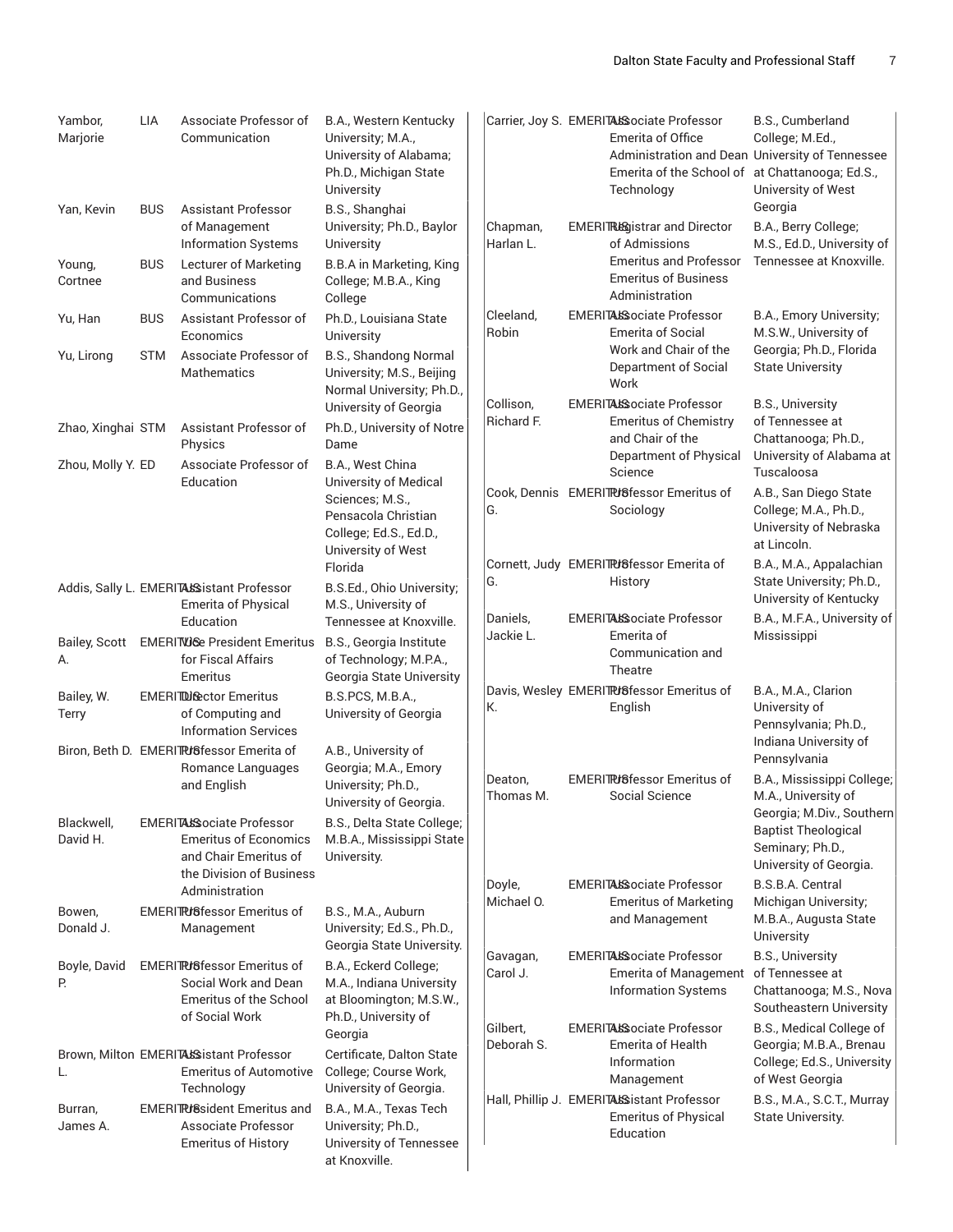| | | | |
|---|---|---|---|
| Yambor, Marjorie | LIA | Associate Professor of Communication | B.A., Western Kentucky University; M.A., University of Alabama; Ph.D., Michigan State University |
| Yan, Kevin | BUS | Assistant Professor of Management Information Systems | B.S., Shanghai University; Ph.D., Baylor University |
| Young, Cortnee | BUS | Lecturer of Marketing and Business Communications | B.B.A in Marketing, King College; M.B.A., King College |
| Yu, Han | BUS | Assistant Professor of Economics | Ph.D., Louisiana State University |
| Yu, Lirong | STM | Associate Professor of Mathematics | B.S., Shandong Normal University; M.S., Beijing Normal University; Ph.D., University of Georgia |
| Zhao, Xinghai | STM | Assistant Professor of Physics | Ph.D., University of Notre Dame |
| Zhou, Molly Y. | ED | Associate Professor of Education | B.A., West China University of Medical Sciences; M.S., Pensacola Christian College; Ed.S., Ed.D., University of West Florida |
| Addis, Sally L. | EMERITUS | Assistant Professor Emerita of Physical Education | B.S.Ed., Ohio University; M.S., University of Tennessee at Knoxville. |
| Bailey, Scott A. | EMERITUS | Vice President Emeritus for Fiscal Affairs Emeritus | B.S., Georgia Institute of Technology; M.P.A., Georgia State University |
| Bailey, W. Terry | EMERITUS | Director Emeritus of Computing and Information Services | B.S.PCS, M.B.A., University of Georgia |
| Biron, Beth D. | EMERITUS | Professor Emerita of Romance Languages and English | A.B., University of Georgia; M.A., Emory University; Ph.D., University of Georgia. |
| Blackwell, David H. | EMERITUS | Associate Professor Emeritus of Economics and Chair Emeritus of the Division of Business Administration | B.S., Delta State College; M.B.A., Mississippi State University. |
| Bowen, Donald J. | EMERITUS | Professor Emeritus of Management | B.S., M.A., Auburn University; Ed.S., Ph.D., Georgia State University. |
| Boyle, David P. | EMERITUS | Professor Emeritus of Social Work and Dean Emeritus of the School of Social Work | B.A., Eckerd College; M.A., Indiana University at Bloomington; M.S.W., Ph.D., University of Georgia |
| Brown, Milton L. | EMERITUS | Assistant Professor Emeritus of Automotive Technology | Certificate, Dalton State College; Course Work, University of Georgia. |
| Burran, James A. | EMERITUS | President Emeritus and Associate Professor Emeritus of History | B.A., M.A., Texas Tech University; Ph.D., University of Tennessee at Knoxville. |
| Carrier, Joy S. | EMERITUS | Associate Professor Emerita of Office Administration and Dean Emerita of the School of Technology | B.S., Cumberland College; M.Ed., University of Tennessee at Chattanooga; Ed.S., University of West Georgia |
| Chapman, Harlan L. | EMERITUS | Registrar and Director of Admissions Emeritus and Professor Emeritus of Business Administration | B.A., Berry College; M.S., Ed.D., University of Tennessee at Knoxville. |
| Cleeland, Robin | EMERITUS | Associate Professor Emerita of Social Work and Chair of the Department of Social Work | B.A., Emory University; M.S.W., University of Georgia; Ph.D., Florida State University |
| Collison, Richard F. | EMERITUS | Associate Professor Emeritus of Chemistry and Chair of the Department of Physical Science | B.S., University of Tennessee at Chattanooga; Ph.D., University of Alabama at Tuscaloosa |
| Cook, Dennis G. | EMERITUS | Professor Emeritus of Sociology | A.B., San Diego State College; M.A., Ph.D., University of Nebraska at Lincoln. |
| Cornett, Judy G. | EMERITUS | Professor Emerita of History | B.A., M.A., Appalachian State University; Ph.D., University of Kentucky |
| Daniels, Jackie L. | EMERITUS | Associate Professor Emerita of Communication and Theatre | B.A., M.F.A., University of Mississippi |
| Davis, Wesley K. | EMERITUS | Professor Emeritus of English | B.A., M.A., Clarion University of Pennsylvania; Ph.D., Indiana University of Pennsylvania |
| Deaton, Thomas M. | EMERITUS | Professor Emeritus of Social Science | B.A., Mississippi College; M.A., University of Georgia; M.Div., Southern Baptist Theological Seminary; Ph.D., University of Georgia. |
| Doyle, Michael O. | EMERITUS | Associate Professor Emeritus of Marketing and Management | B.S.B.A. Central Michigan University; M.B.A., Augusta State University |
| Gavagan, Carol J. | EMERITUS | Associate Professor Emerita of Management Information Systems | B.S., University of Tennessee at Chattanooga; M.S., Nova Southeastern University |
| Gilbert, Deborah S. | EMERITUS | Associate Professor Emerita of Health Information Management | B.S., Medical College of Georgia; M.B.A., Brenau College; Ed.S., University of West Georgia |
| Hall, Phillip J. | EMERITUS | Assistant Professor Emeritus of Physical Education | B.S., M.A., S.C.T., Murray State University. |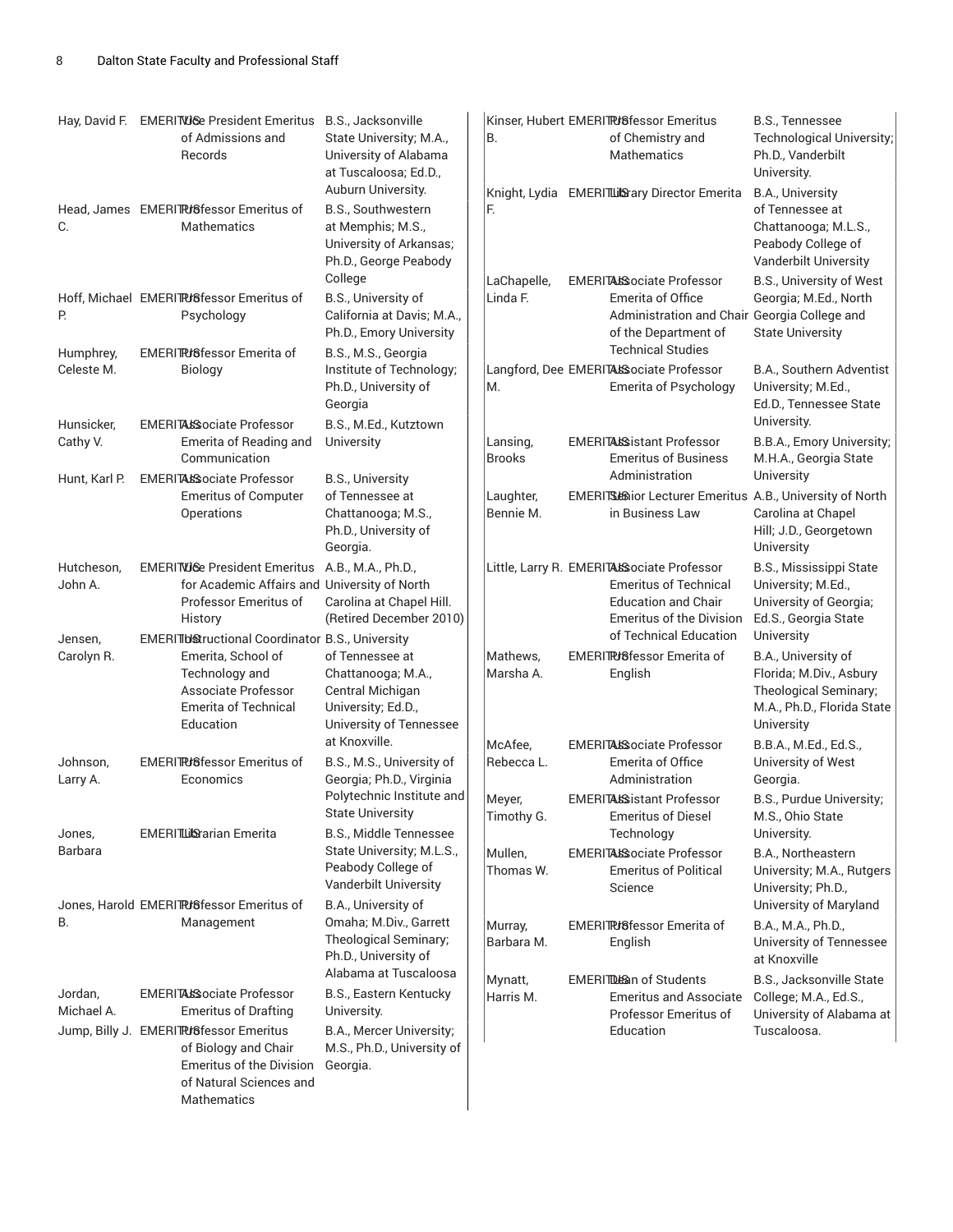| Name | Status | Title | Degrees |
|---|---|---|---|
| Hay, David F. | EMERITUS | Vice President Emeritus of Admissions and Records | B.S., Jacksonville State University; M.A., University of Alabama at Tuscaloosa; Ed.D., Auburn University. |
| Head, James C. | EMERITUS | Professor Emeritus of Mathematics | B.S., Southwestern at Memphis; M.S., University of Arkansas; Ph.D., George Peabody College |
| Hoff, Michael P. | EMERITUS | Professor Emeritus of Psychology | B.S., University of California at Davis; M.A., Ph.D., Emory University |
| Humphrey, Celeste M. | EMERITUS | Professor Emerita of Biology | B.S., M.S., Georgia Institute of Technology; Ph.D., University of Georgia |
| Hunsicker, Cathy V. | EMERITUS | Associate Professor Emerita of Reading and Communication | B.S., M.Ed., Kutztown University |
| Hunt, Karl P. | EMERITUS | Associate Professor Emeritus of Computer Operations | B.S., University of Tennessee at Chattanooga; M.S., Ph.D., University of Georgia. |
| Hutcheson, John A. | EMERITUS | Vice President Emeritus for Academic Affairs and Professor Emeritus of History | A.B., M.A., Ph.D., University of North Carolina at Chapel Hill. (Retired December 2010) |
| Jensen, Carolyn R. | EMERITUS | Instructional Coordinator Emerita, School of Technology and Associate Professor Emerita of Technical Education | B.S., University of Tennessee at Chattanooga; M.A., Central Michigan University; Ed.D., University of Tennessee at Knoxville. |
| Johnson, Larry A. | EMERITUS | Professor Emeritus of Economics | B.S., M.S., University of Georgia; Ph.D., Virginia Polytechnic Institute and State University |
| Jones, Barbara | EMERITUS | Librarian Emerita | B.S., Middle Tennessee State University; M.L.S., Peabody College of Vanderbilt University |
| Jones, Harold B. | EMERITUS | Professor Emeritus of Management | B.A., University of Omaha; M.Div., Garrett Theological Seminary; Ph.D., University of Alabama at Tuscaloosa |
| Jordan, Michael A. | EMERITUS | Associate Professor Emeritus of Drafting | B.S., Eastern Kentucky University. |
| Jump, Billy J. | EMERITUS | Professor Emeritus of Biology and Chair Emeritus of the Division of Natural Sciences and Mathematics | B.A., Mercer University; M.S., Ph.D., University of Georgia. |
| Kinser, Hubert B. | EMERITUS | Professor Emeritus of Chemistry and Mathematics | B.S., Tennessee Technological University; Ph.D., Vanderbilt University. |
| Knight, Lydia F. | EMERITUS | Library Director Emerita | B.A., University of Tennessee at Chattanooga; M.L.S., Peabody College of Vanderbilt University |
| LaChapelle, Linda F. | EMERITUS | Associate Professor Emerita of Office Administration and Chair of the Department of Technical Studies | B.S., University of West Georgia; M.Ed., North Georgia College and State University |
| Langford, Dee M. | EMERITUS | Associate Professor Emerita of Psychology | B.A., Southern Adventist University; M.Ed., Ed.D., Tennessee State University. |
| Lansing, Brooks | EMERITUS | Assistant Professor Emeritus of Business Administration | B.B.A., Emory University; M.H.A., Georgia State University |
| Laughter, Bennie M. | EMERITUS | Senior Lecturer Emeritus in Business Law | A.B., University of North Carolina at Chapel Hill; J.D., Georgetown University |
| Little, Larry R. | EMERITUS | Associate Professor Emeritus of Technical Education and Chair Emeritus of the Division of Technical Education | B.S., Mississippi State University; M.Ed., University of Georgia; Ed.S., Georgia State University |
| Mathews, Marsha A. | EMERITUS | Professor Emerita of English | B.A., University of Florida; M.Div., Asbury Theological Seminary; M.A., Ph.D., Florida State University |
| McAfee, Rebecca L. | EMERITUS | Associate Professor Emerita of Office Administration | B.B.A., M.Ed., Ed.S., University of West Georgia. |
| Meyer, Timothy G. | EMERITUS | Assistant Professor Emeritus of Diesel Technology | B.S., Purdue University; M.S., Ohio State University. |
| Mullen, Thomas W. | EMERITUS | Associate Professor Emeritus of Political Science | B.A., Northeastern University; M.A., Rutgers University; Ph.D., University of Maryland |
| Murray, Barbara M. | EMERITUS | Professor Emerita of English | B.A., M.A., Ph.D., University of Tennessee at Knoxville |
| Mynatt, Harris M. | EMERITUS | Dean of Students Emeritus and Associate Professor Emeritus of Education | B.S., Jacksonville State College; M.A., Ed.S., University of Alabama at Tuscaloosa. |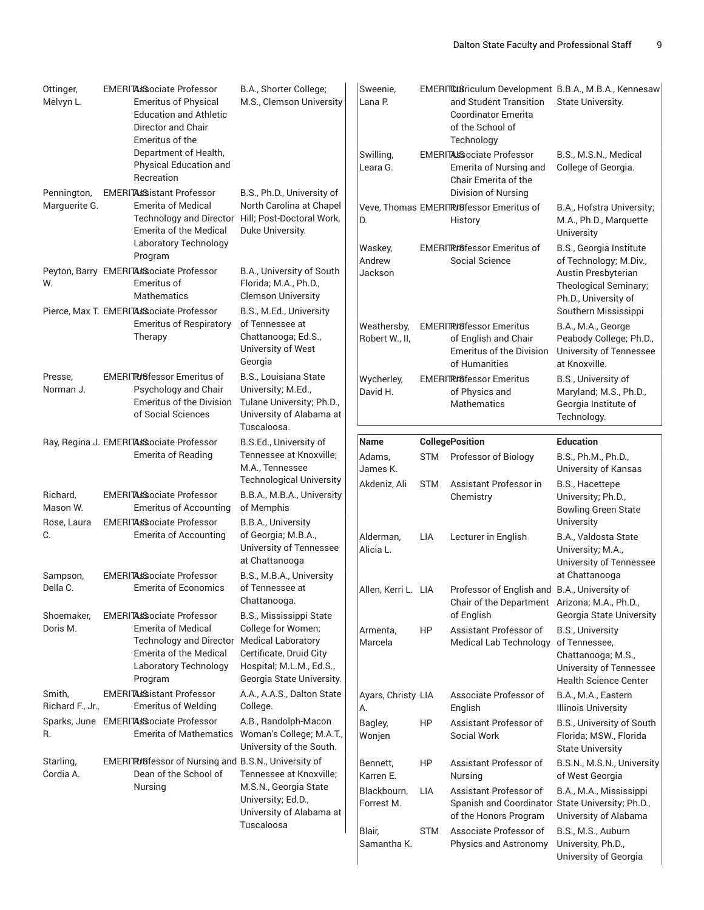| Name | College | Position | Education |
|---|---|---|---|
| Ottinger, Melvyn L. | EMERITUS | Associate Professor Emeritus of Physical Education and Athletic Director and Chair Emeritus of the Department of Health, Physical Education and Recreation | B.A., Shorter College; M.S., Clemson University |
| Pennington, Marguerite G. | EMERITUS | Assistant Professor Emerita of Medical Technology and Director Emerita of the Medical Laboratory Technology Program | B.S., Ph.D., University of North Carolina at Chapel Hill; Post-Doctoral Work, Duke University. |
| Peyton, Barry W. | EMERITUS | Associate Professor Emeritus of Mathematics | B.A., University of South Florida; M.A., Ph.D., Clemson University |
| Pierce, Max T. | EMERITUS | Associate Professor Emeritus of Respiratory Therapy | B.S., M.Ed., University of Tennessee at Chattanooga; Ed.S., University of West Georgia |
| Presse, Norman J. | EMERITUS | Professor Emeritus of Psychology and Chair Emeritus of the Division of Social Sciences | B.S., Louisiana State University; M.Ed., Tulane University; Ph.D., University of Alabama at Tuscaloosa. |
| Ray, Regina J. | EMERITUS | Associate Professor Emerita of Reading | B.S.Ed., University of Tennessee at Knoxville; M.A., Tennessee Technological University |
| Richard, Mason W. | EMERITUS | Associate Professor Emeritus of Accounting | B.B.A., M.B.A., University of Memphis |
| Rose, Laura C. | EMERITUS | Associate Professor Emerita of Accounting | B.B.A., University of Georgia; M.B.A., University of Tennessee at Chattanooga |
| Sampson, Della C. | EMERITUS | Associate Professor Emerita of Economics | B.S., M.B.A., University of Tennessee at Chattanooga. |
| Shoemaker, Doris M. | EMERITUS | Associate Professor Emerita of Medical Technology and Director Emerita of the Medical Laboratory Technology Program | B.S., Mississippi State College for Women; Medical Laboratory Certificate, Druid City Hospital; M.L.M., Ed.S., Georgia State University. |
| Smith, Richard F., Jr., | EMERITUS | Assistant Professor Emeritus of Welding | A.A., A.A.S., Dalton State College. |
| Sparks, June R. | EMERITUS | Associate Professor Emerita of Mathematics | A.B., Randolph-Macon Woman's College; M.A.T., University of the South. |
| Starling, Cordia A. | EMERITUS | Professor of Nursing and Dean of the School of Nursing | B.S.N., University of Tennessee at Knoxville; M.S.N., Georgia State University; Ed.D., University of Alabama at Tuscaloosa |
| Sweenie, Lana P. | EMERITUS | Curriculum Development and Student Transition Coordinator Emerita of the School of Technology | B.B.A., M.B.A., Kennesaw State University. |
| Swilling, Leara G. | EMERITUS | Associate Professor Emerita of Nursing and Chair Emerita of the Division of Nursing | B.S., M.S.N., Medical College of Georgia. |
| Veve, Thomas D. | EMERITUS | Professor Emeritus of History | B.A., Hofstra University; M.A., Ph.D., Marquette University |
| Waskey, Andrew Jackson | EMERITUS | Professor Emeritus of Social Science | B.S., Georgia Institute of Technology; M.Div., Austin Presbyterian Theological Seminary; Ph.D., University of Southern Mississippi |
| Weathersby, Robert W., II, | EMERITUS | Professor Emeritus of English and Chair Emeritus of the Division of Humanities | B.A., M.A., George Peabody College; Ph.D., University of Tennessee at Knoxville. |
| Wycherley, David H. | EMERITUS | Professor Emeritus of Physics and Mathematics | B.S., University of Maryland; M.S., Ph.D., Georgia Institute of Technology. |

| Name | College | Position | Education |
|---|---|---|---|
| Adams, James K. | STM | Professor of Biology | B.S., Ph.M., Ph.D., University of Kansas |
| Akdeniz, Ali | STM | Assistant Professor in Chemistry | B.S., Hacettepe University; Ph.D., Bowling Green State University |
| Alderman, Alicia L. | LIA | Lecturer in English | B.A., Valdosta State University; M.A., University of Tennessee at Chattanooga |
| Allen, Kerri L. | LIA | Professor of English and Chair of the Department of English | B.A., University of Arizona; M.A., Ph.D., Georgia State University |
| Armenta, Marcela | HP | Assistant Professor of Medical Lab Technology | B.S., University of Tennessee, Chattanooga; M.S., University of Tennessee Health Science Center |
| Ayars, Christy A. | LIA | Associate Professor of English | B.A., M.A., Eastern Illinois University |
| Bagley, Wonjen | HP | Assistant Professor of Social Work | B.S., University of South Florida; MSW., Florida State University |
| Bennett, Karren E. | HP | Assistant Professor of Nursing | B.S.N., M.S.N., University of West Georgia |
| Blackbourn, Forrest M. | LIA | Assistant Professor of Spanish and Coordinator of the Honors Program | B.A., M.A., Mississippi State University; Ph.D., University of Alabama |
| Blair, Samantha K. | STM | Associate Professor of Physics and Astronomy | B.S., M.S., Auburn University, Ph.D., University of Georgia |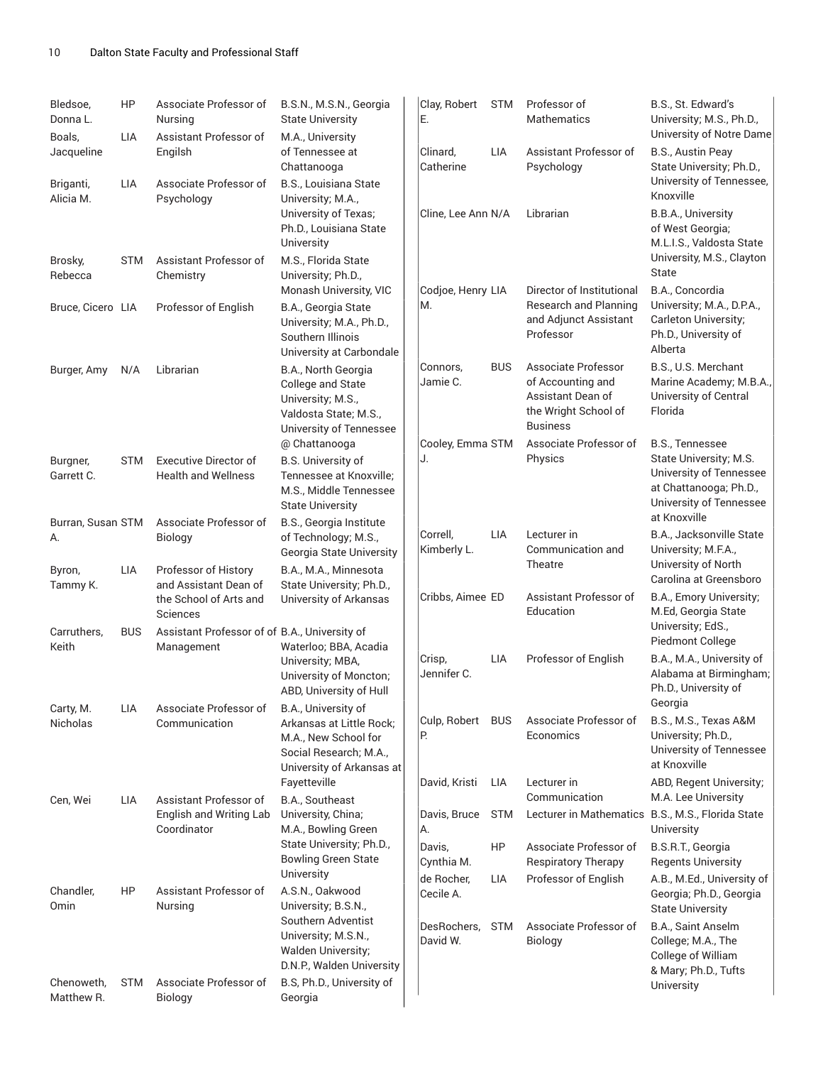| Name | Division | Title | Education |
|---|---|---|---|
| Bledsoe, Donna L. | HP | Associate Professor of Nursing | B.S.N., M.S.N., Georgia State University |
| Boals, Jacqueline | LIA | Assistant Professor of Engilsh | M.A., University of Tennessee at Chattanooga |
| Briganti, Alicia M. | LIA | Associate Professor of Psychology | B.S., Louisiana State University; M.A., University of Texas; Ph.D., Louisiana State University |
| Brosky, Rebecca | STM | Assistant Professor of Chemistry | M.S., Florida State University; Ph.D., Monash University, VIC |
| Bruce, Cicero | LIA | Professor of English | B.A., Georgia State University; M.A., Ph.D., Southern Illinois University at Carbondale |
| Burger, Amy | N/A | Librarian | B.A., North Georgia College and State University; M.S., Valdosta State; M.S., University of Tennessee @ Chattanooga |
| Burgner, Garrett C. | STM | Executive Director of Health and Wellness | B.S. University of Tennessee at Knoxville; M.S., Middle Tennessee State University |
| Burran, Susan A. | STM | Associate Professor of Biology | B.S., Georgia Institute of Technology; M.S., Georgia State University |
| Byron, Tammy K. | LIA | Professor of History and Assistant Dean of the School of Arts and Sciences | B.A., M.A., Minnesota State University; Ph.D., University of Arkansas |
| Carruthers, Keith | BUS | Assistant Professor of of Management | B.A., University of Waterloo; BBA, Acadia University; MBA, University of Moncton; ABD, University of Hull |
| Carty, M. Nicholas | LIA | Associate Professor of Communication | B.A., University of Arkansas at Little Rock; M.A., New School for Social Research; M.A., University of Arkansas at Fayetteville |
| Cen, Wei | LIA | Assistant Professor of English and Writing Lab Coordinator | B.A., Southeast University, China; M.A., Bowling Green State University; Ph.D., Bowling Green State University |
| Chandler, Omin | HP | Assistant Professor of Nursing | A.S.N., Oakwood University; B.S.N., Southern Adventist University; M.S.N., Walden University; D.N.P., Walden University |
| Chenoweth, Matthew R. | STM | Associate Professor of Biology | B.S, Ph.D., University of Georgia |
| Clay, Robert E. | STM | Professor of Mathematics | B.S., St. Edward's University; M.S., Ph.D., University of Notre Dame |
| Clinard, Catherine | LIA | Assistant Professor of Psychology | B.S., Austin Peay State University; Ph.D., University of Tennessee, Knoxville |
| Cline, Lee Ann | N/A | Librarian | B.B.A., University of West Georgia; M.L.I.S., Valdosta State University, M.S., Clayton State |
| Codjoe, Henry M. | LIA | Director of Institutional Research and Planning and Adjunct Assistant Professor | B.A., Concordia University; M.A., D.P.A., Carleton University; Ph.D., University of Alberta |
| Connors, Jamie C. | BUS | Associate Professor of Accounting and Assistant Dean of the Wright School of Business | B.S., U.S. Merchant Marine Academy; M.B.A., University of Central Florida |
| Cooley, Emma J. | STM | Associate Professor of Physics | B.S., Tennessee State University; M.S. University of Tennessee at Chattanooga; Ph.D., University of Tennessee at Knoxville |
| Correll, Kimberly L. | LIA | Lecturer in Communication and Theatre | B.A., Jacksonville State University; M.F.A., University of North Carolina at Greensboro |
| Cribbs, Aimee | ED | Assistant Professor of Education | B.A., Emory University; M.Ed, Georgia State University; EdS., Piedmont College |
| Crisp, Jennifer C. | LIA | Professor of English | B.A., M.A., University of Alabama at Birmingham; Ph.D., University of Georgia |
| Culp, Robert P. | BUS | Associate Professor of Economics | B.S., M.S., Texas A&M University; Ph.D., University of Tennessee at Knoxville |
| David, Kristi | LIA | Lecturer in Communication | ABD, Regent University; M.A. Lee University |
| Davis, Bruce A. | STM | Lecturer in Mathematics | B.S., M.S., Florida State University |
| Davis, Cynthia M. | HP | Associate Professor of Respiratory Therapy | B.S.R.T., Georgia Regents University |
| de Rocher, Cecile A. | LIA | Professor of English | A.B., M.Ed., University of Georgia; Ph.D., Georgia State University |
| DesRochers, David W. | STM | Associate Professor of Biology | B.A., Saint Anselm College; M.A., The College of William & Mary; Ph.D., Tufts University |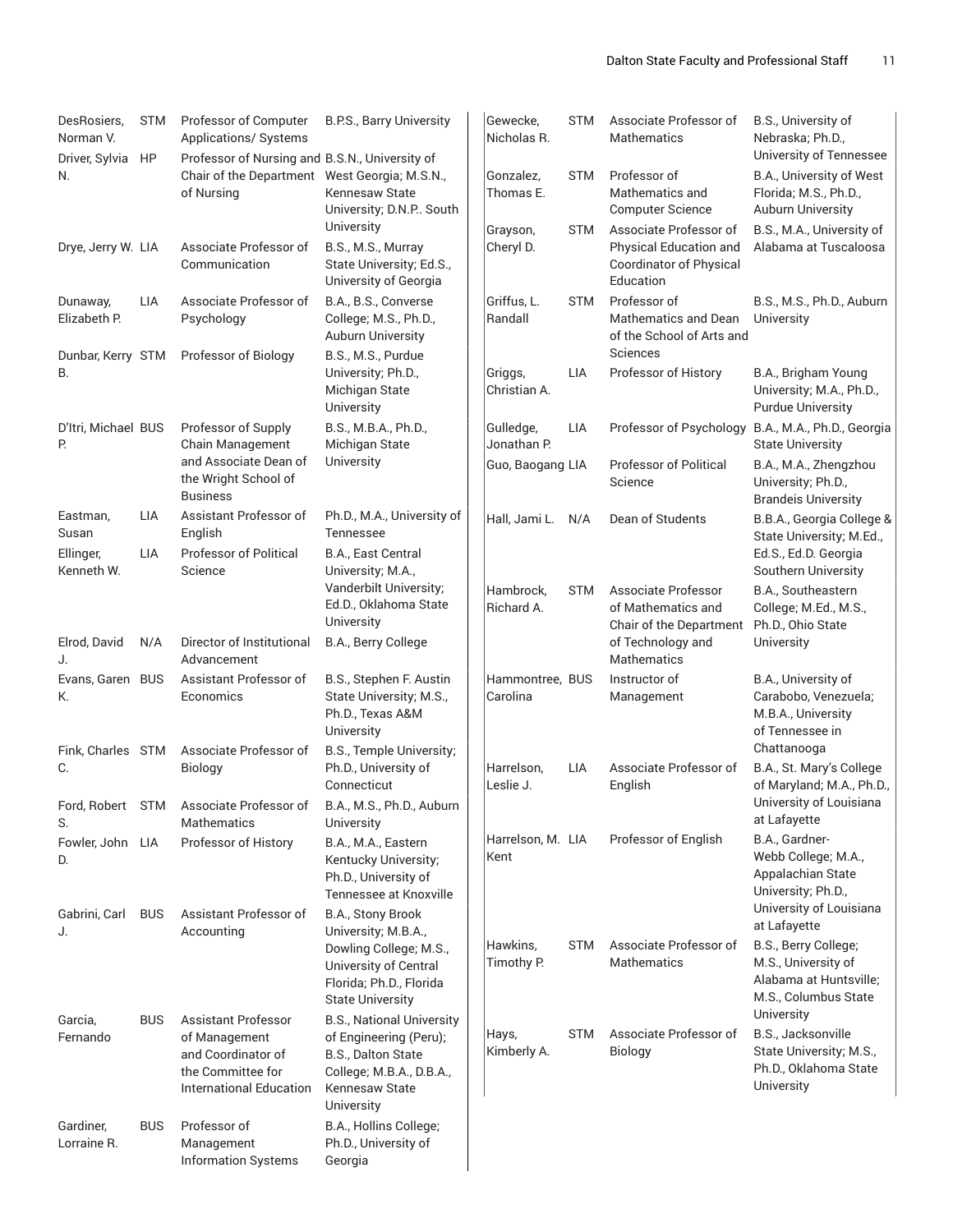| Name | Division | Title | Degrees |
|---|---|---|---|
| DesRosiers, Norman V. | STM | Professor of Computer Applications/ Systems | B.P.S., Barry University |
| Driver, Sylvia N. | HP | Professor of Nursing and Chair of the Department of Nursing | B.S.N., University of West Georgia; M.S.N., Kennesaw State University; D.N.P.. South University |
| Drye, Jerry W. | LIA | Associate Professor of Communication | B.S., M.S., Murray State University; Ed.S., University of Georgia |
| Dunaway, Elizabeth P. | LIA | Associate Professor of Psychology | B.A., B.S., Converse College; M.S., Ph.D., Auburn University |
| Dunbar, Kerry B. | STM | Professor of Biology | B.S., M.S., Purdue University; Ph.D., Michigan State University |
| D'Itri, Michael P. | BUS | Professor of Supply Chain Management and Associate Dean of the Wright School of Business | B.S., M.B.A., Ph.D., Michigan State University |
| Eastman, Susan | LIA | Assistant Professor of English | Ph.D., M.A., University of Tennessee |
| Ellinger, Kenneth W. | LIA | Professor of Political Science | B.A., East Central University; M.A., Vanderbilt University; Ed.D., Oklahoma State University |
| Elrod, David J. | N/A | Director of Institutional Advancement | B.A., Berry College |
| Evans, Garen K. | BUS | Assistant Professor of Economics | B.S., Stephen F. Austin State University; M.S., Ph.D., Texas A&M University |
| Fink, Charles C. | STM | Associate Professor of Biology | B.S., Temple University; Ph.D., University of Connecticut |
| Ford, Robert S. | STM | Associate Professor of Mathematics | B.A., M.S., Ph.D., Auburn University |
| Fowler, John D. | LIA | Professor of History | B.A., M.A., Eastern Kentucky University; Ph.D., University of Tennessee at Knoxville |
| Gabrini, Carl J. | BUS | Assistant Professor of Accounting | B.A., Stony Brook University; M.B.A., Dowling College; M.S., University of Central Florida; Ph.D., Florida State University |
| Garcia, Fernando | BUS | Assistant Professor of Management and Coordinator of the Committee for International Education | B.S., National University of Engineering (Peru); B.S., Dalton State College; M.B.A., D.B.A., Kennesaw State University |
| Gardiner, Lorraine R. | BUS | Professor of Management Information Systems | B.A., Hollins College; Ph.D., University of Georgia |
| Gewecke, Nicholas R. | STM | Associate Professor of Mathematics | B.S., University of Nebraska; Ph.D., University of Tennessee |
| Gonzalez, Thomas E. | STM | Professor of Mathematics and Computer Science | B.A., University of West Florida; M.S., Ph.D., Auburn University |
| Grayson, Cheryl D. | STM | Associate Professor of Physical Education and Coordinator of Physical Education | B.S., M.A., University of Alabama at Tuscaloosa |
| Griffus, L. Randall | STM | Professor of Mathematics and Dean of the School of Arts and Sciences | B.S., M.S., Ph.D., Auburn University |
| Griggs, Christian A. | LIA | Professor of History | B.A., Brigham Young University; M.A., Ph.D., Purdue University |
| Gulledge, Jonathan P. | LIA | Professor of Psychology | B.A., M.A., Ph.D., Georgia State University |
| Guo, Baogang | LIA | Professor of Political Science | B.A., M.A., Zhengzhou University; Ph.D., Brandeis University |
| Hall, Jami L. | N/A | Dean of Students | B.B.A., Georgia College & State University; M.Ed., Ed.S., Ed.D. Georgia Southern University |
| Hambrock, Richard A. | STM | Associate Professor of Mathematics and Chair of the Department of Technology and Mathematics | B.A., Southeastern College; M.Ed., M.S., Ph.D., Ohio State University |
| Hammontree, Carolina | BUS | Instructor of Management | B.A., University of Carabobo, Venezuela; M.B.A., University of Tennessee in Chattanooga |
| Harrelson, Leslie J. | LIA | Associate Professor of English | B.A., St. Mary's College of Maryland; M.A., Ph.D., University of Louisiana at Lafayette |
| Harrelson, M. Kent | LIA | Professor of English | B.A., Gardner-Webb College; M.A., Appalachian State University; Ph.D., University of Louisiana at Lafayette |
| Hawkins, Timothy P. | STM | Associate Professor of Mathematics | B.S., Berry College; M.S., University of Alabama at Huntsville; M.S., Columbus State University |
| Hays, Kimberly A. | STM | Associate Professor of Biology | B.S., Jacksonville State University; M.S., Ph.D., Oklahoma State University |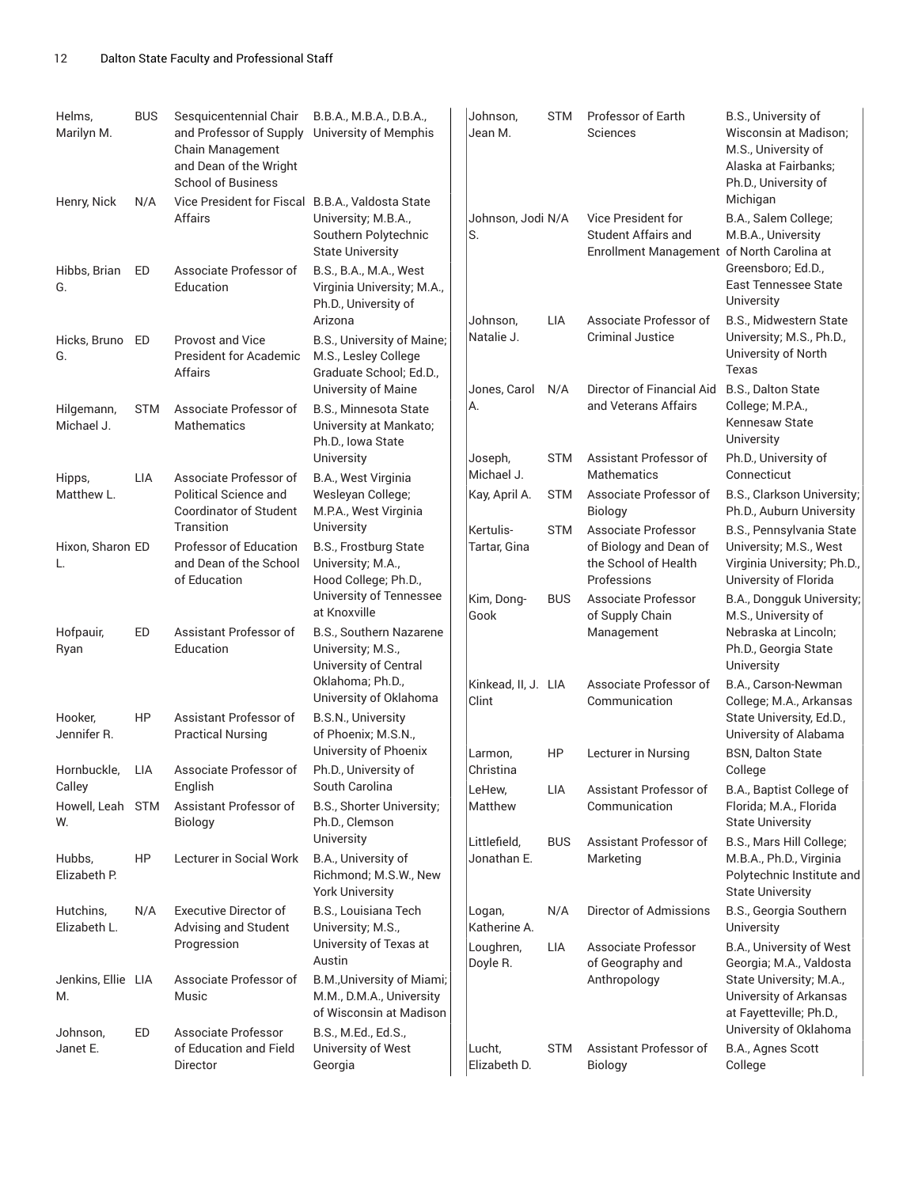| Name | Division | Title | Degrees |
|---|---|---|---|
| Helms, Marilyn M. | BUS | Sesquicentennial Chair and Professor of Supply Chain Management and Dean of the Wright School of Business | B.B.A., M.B.A., D.B.A., University of Memphis |
| Henry, Nick | N/A | Vice President for Fiscal Affairs | B.B.A., Valdosta State University; M.B.A., Southern Polytechnic State University |
| Hibbs, Brian G. | ED | Associate Professor of Education | B.S., B.A., M.A., West Virginia University; M.A., Ph.D., University of Arizona |
| Hicks, Bruno G. | ED | Provost and Vice President for Academic Affairs | B.S., University of Maine; M.S., Lesley College Graduate School; Ed.D., University of Maine |
| Hilgemann, Michael J. | STM | Associate Professor of Mathematics | B.S., Minnesota State University at Mankato; Ph.D., Iowa State University |
| Hipps, Matthew L. | LIA | Associate Professor of Political Science and Coordinator of Student Transition | B.A., West Virginia Wesleyan College; M.P.A., West Virginia University |
| Hixon, Sharon L. | ED | Professor of Education and Dean of the School of Education | B.S., Frostburg State University; M.A., Hood College; Ph.D., University of Tennessee at Knoxville |
| Hofpauir, Ryan | ED | Assistant Professor of Education | B.S., Southern Nazarene University; M.S., University of Central Oklahoma; Ph.D., University of Oklahoma |
| Hooker, Jennifer R. | HP | Assistant Professor of Practical Nursing | B.S.N., University of Phoenix; M.S.N., University of Phoenix |
| Hornbuckle, Calley | LIA | Associate Professor of English | Ph.D., University of South Carolina |
| Howell, Leah W. | STM | Assistant Professor of Biology | B.S., Shorter University; Ph.D., Clemson University |
| Hubbs, Elizabeth P. | HP | Lecturer in Social Work | B.A., University of Richmond; M.S.W., New York University |
| Hutchins, Elizabeth L. | N/A | Executive Director of Advising and Student Progression | B.S., Louisiana Tech University; M.S., University of Texas at Austin |
| Jenkins, Ellie M. | LIA | Associate Professor of Music | B.M.,University of Miami; M.M., D.M.A., University of Wisconsin at Madison |
| Johnson, Janet E. | ED | Associate Professor of Education and Field Director | B.S., M.Ed., Ed.S., University of West Georgia |
| Johnson, Jean M. | STM | Professor of Earth Sciences | B.S., University of Wisconsin at Madison; M.S., University of Alaska at Fairbanks; Ph.D., University of Michigan |
| Johnson, Jodi S. | N/A | Vice President for Student Affairs and Enrollment Management | B.A., Salem College; M.B.A., University of North Carolina at Greensboro; Ed.D., East Tennessee State University |
| Johnson, Natalie J. | LIA | Associate Professor of Criminal Justice | B.S., Midwestern State University; M.S., Ph.D., University of North Texas |
| Jones, Carol A. | N/A | Director of Financial Aid and Veterans Affairs | B.S., Dalton State College; M.P.A., Kennesaw State University |
| Joseph, Michael J. | STM | Assistant Professor of Mathematics | Ph.D., University of Connecticut |
| Kay, April A. | STM | Associate Professor of Biology | B.S., Clarkson University; Ph.D., Auburn University |
| Kertulis-Tartar, Gina | STM | Associate Professor of Biology and Dean of the School of Health Professions | B.S., Pennsylvania State University; M.S., West Virginia University; Ph.D., University of Florida |
| Kim, Dong-Gook | BUS | Associate Professor of Supply Chain Management | B.A., Dongguk University; M.S., University of Nebraska at Lincoln; Ph.D., Georgia State University |
| Kinkead, II, J. Clint | LIA | Associate Professor of Communication | B.A., Carson-Newman College; M.A., Arkansas State University, Ed.D., University of Alabama |
| Larmon, Christina | HP | Lecturer in Nursing | BSN, Dalton State College |
| LeHew, Matthew | LIA | Assistant Professor of Communication | B.A., Baptist College of Florida; M.A., Florida State University |
| Littlefield, Jonathan E. | BUS | Assistant Professor of Marketing | B.S., Mars Hill College; M.B.A., Ph.D., Virginia Polytechnic Institute and State University |
| Logan, Katherine A. | N/A | Director of Admissions | B.S., Georgia Southern University |
| Loughren, Doyle R. | LIA | Associate Professor of Geography and Anthropology | B.A., University of West Georgia; M.A., Valdosta State University; M.A., University of Arkansas at Fayetteville; Ph.D., University of Oklahoma |
| Lucht, Elizabeth D. | STM | Assistant Professor of Biology | B.A., Agnes Scott College |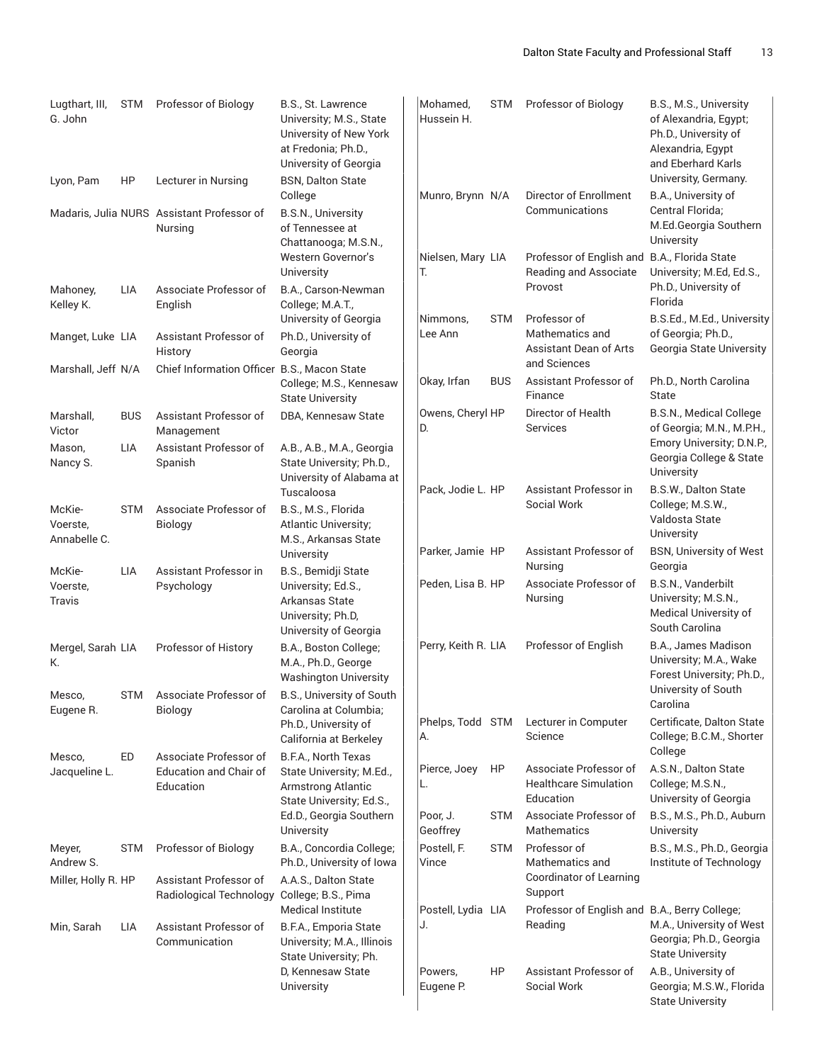| Name | Division | Title | Education |
|---|---|---|---|
| Lugthart, III, G. John | STM | Professor of Biology | B.S., St. Lawrence University; M.S., State University of New York at Fredonia; Ph.D., University of Georgia |
| Lyon, Pam | HP | Lecturer in Nursing | BSN, Dalton State College |
| Madaris, Julia | NURS | Assistant Professor of Nursing | B.S.N., University of Tennessee at Chattanooga; M.S.N., Western Governor's University |
| Mahoney, Kelley K. | LIA | Associate Professor of English | B.A., Carson-Newman College; M.A.T., University of Georgia |
| Manget, Luke | LIA | Assistant Professor of History | Ph.D., University of Georgia |
| Marshall, Jeff | N/A | Chief Information Officer | B.S., Macon State College; M.S., Kennesaw State University |
| Marshall, Victor | BUS | Assistant Professor of Management | DBA, Kennesaw State |
| Mason, Nancy S. | LIA | Assistant Professor of Spanish | A.B., A.B., M.A., Georgia State University; Ph.D., University of Alabama at Tuscaloosa |
| McKie-Voerste, Annabelle C. | STM | Associate Professor of Biology | B.S., M.S., Florida Atlantic University; M.S., Arkansas State University |
| McKie-Voerste, Travis | LIA | Assistant Professor in Psychology | B.S., Bemidji State University; Ed.S., Arkansas State University; Ph.D, University of Georgia |
| Mergel, Sarah K. | LIA | Professor of History | B.A., Boston College; M.A., Ph.D., George Washington University |
| Mesco, Eugene R. | STM | Associate Professor of Biology | B.S., University of South Carolina at Columbia; Ph.D., University of California at Berkeley |
| Mesco, Jacqueline L. | ED | Associate Professor of Education and Chair of Education | B.F.A., North Texas State University; M.Ed., Armstrong Atlantic State University; Ed.S., Ed.D., Georgia Southern University |
| Meyer, Andrew S. | STM | Professor of Biology | B.A., Concordia College; Ph.D., University of Iowa |
| Miller, Holly R. | HP | Assistant Professor of Radiological Technology | A.A.S., Dalton State College; B.S., Pima Medical Institute |
| Min, Sarah | LIA | Assistant Professor of Communication | B.F.A., Emporia State University; M.A., Illinois State University; Ph. D, Kennesaw State University |
| Mohamed, Hussein H. | STM | Professor of Biology | B.S., M.S., University of Alexandria, Egypt; Ph.D., University of Alexandria, Egypt and Eberhard Karls University, Germany. |
| Munro, Brynn | N/A | Director of Enrollment Communications | B.A., University of Central Florida; M.Ed.Georgia Southern University |
| Nielsen, Mary T. | LIA | Professor of English and Reading and Associate Provost | B.A., Florida State University; M.Ed, Ed.S., Ph.D., University of Florida |
| Nimmons, Lee Ann | STM | Professor of Mathematics and Assistant Dean of Arts and Sciences | B.S.Ed., M.Ed., University of Georgia; Ph.D., Georgia State University |
| Okay, Irfan | BUS | Assistant Professor of Finance | Ph.D., North Carolina State |
| Owens, Cheryl D. | HP | Director of Health Services | B.S.N., Medical College of Georgia; M.N., M.P.H., Emory University; D.N.P., Georgia College & State University |
| Pack, Jodie L. | HP | Assistant Professor in Social Work | B.S.W., Dalton State College; M.S.W., Valdosta State University |
| Parker, Jamie | HP | Assistant Professor of Nursing | BSN, University of West Georgia |
| Peden, Lisa B. | HP | Associate Professor of Nursing | B.S.N., Vanderbilt University; M.S.N., Medical University of South Carolina |
| Perry, Keith R. | LIA | Professor of English | B.A., James Madison University; M.A., Wake Forest University; Ph.D., University of South Carolina |
| Phelps, Todd A. | STM | Lecturer in Computer Science | Certificate, Dalton State College; B.C.M., Shorter College |
| Pierce, Joey L. | HP | Associate Professor of Healthcare Simulation Education | A.S.N., Dalton State College; M.S.N., University of Georgia |
| Poor, J. Geoffrey | STM | Associate Professor of Mathematics | B.S., M.S., Ph.D., Auburn University |
| Postell, F. Vince | STM | Professor of Mathematics and Coordinator of Learning Support | B.S., M.S., Ph.D., Georgia Institute of Technology |
| Postell, Lydia J. | LIA | Professor of English and Reading | B.A., Berry College; M.A., University of West Georgia; Ph.D., Georgia State University |
| Powers, Eugene P. | HP | Assistant Professor of Social Work | A.B., University of Georgia; M.S.W., Florida State University |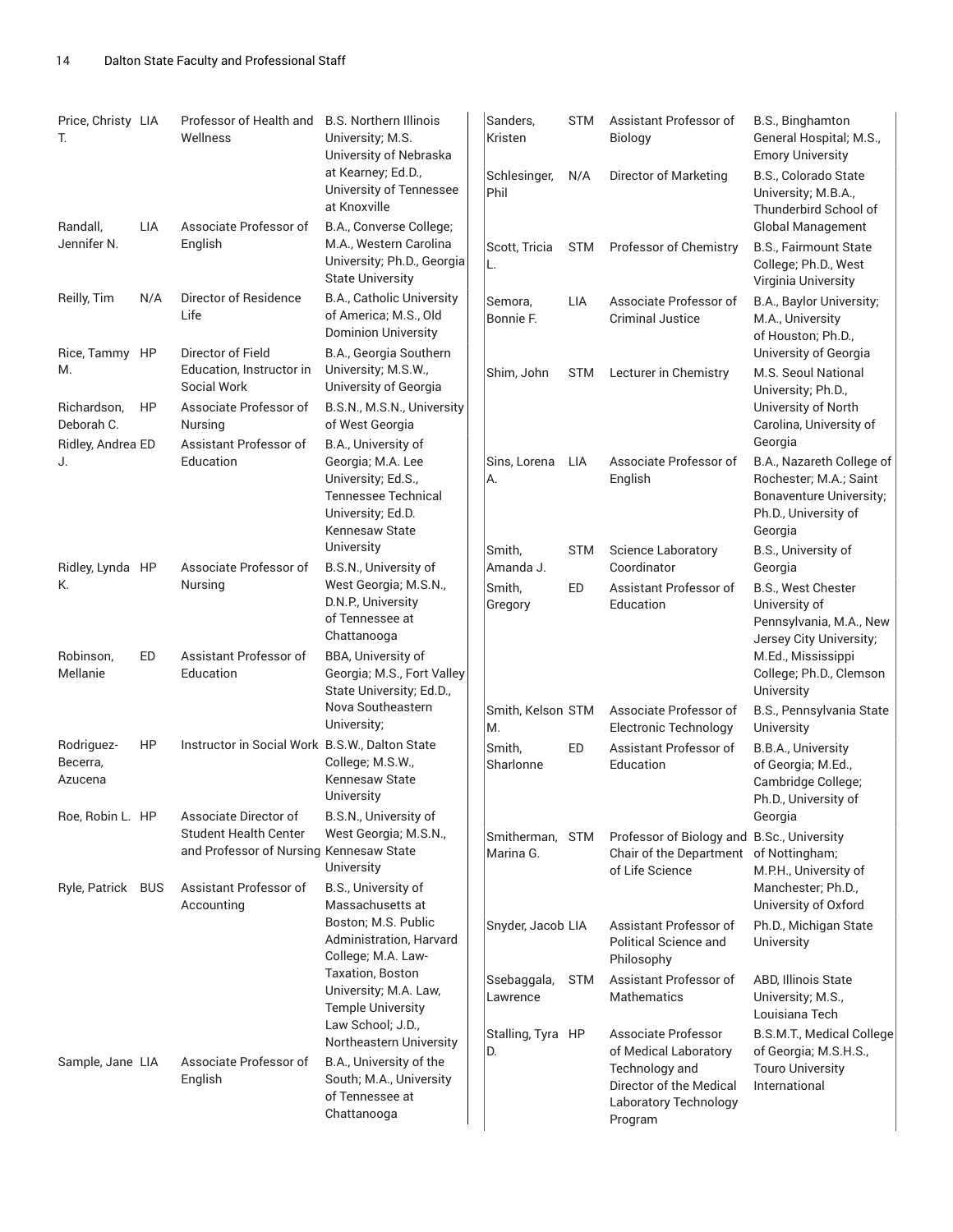| Name | Division | Title | Education |
|---|---|---|---|
| Price, Christy T. | LIA | Professor of Health and Wellness | B.S. Northern Illinois University; M.S. University of Nebraska at Kearney; Ed.D., University of Tennessee at Knoxville |
| Randall, Jennifer N. | LIA | Associate Professor of English | B.A., Converse College; M.A., Western Carolina University; Ph.D., Georgia State University |
| Reilly, Tim | N/A | Director of Residence Life | B.A., Catholic University of America; M.S., Old Dominion University |
| Rice, Tammy M. | HP | Director of Field Education, Instructor in Social Work | B.A., Georgia Southern University; M.S.W., University of Georgia |
| Richardson, Deborah C. | HP | Associate Professor of Nursing | B.S.N., M.S.N., University of West Georgia |
| Ridley, Andrea J. | ED | Assistant Professor of Education | B.A., University of Georgia; M.A. Lee University; Ed.S., Tennessee Technical University; Ed.D. Kennesaw State University |
| Ridley, Lynda K. | HP | Associate Professor of Nursing | B.S.N., University of West Georgia; M.S.N., D.N.P., University of Tennessee at Chattanooga |
| Robinson, Mellanie | ED | Assistant Professor of Education | BBA, University of Georgia; M.S., Fort Valley State University; Ed.D., Nova Southeastern University; |
| Rodriguez-Becerra, Azucena | HP | Instructor in Social Work | B.S.W., Dalton State College; M.S.W., Kennesaw State University |
| Roe, Robin L. | HP | Associate Director of Student Health Center and Professor of Nursing | B.S.N., University of West Georgia; M.S.N., Kennesaw State University |
| Ryle, Patrick | BUS | Assistant Professor of Accounting | B.S., University of Massachusetts at Boston; M.S. Public Administration, Harvard College; M.A. Law-Taxation, Boston University; M.A. Law, Temple University Law School; J.D., Northeastern University |
| Sample, Jane | LIA | Associate Professor of English | B.A., University of the South; M.A., University of Tennessee at Chattanooga |
| Sanders, Kristen | STM | Assistant Professor of Biology | B.S., Binghamton General Hospital; M.S., Emory University |
| Schlesinger, Phil | N/A | Director of Marketing | B.S., Colorado State University; M.B.A., Thunderbird School of Global Management |
| Scott, Tricia L. | STM | Professor of Chemistry | B.S., Fairmount State College; Ph.D., West Virginia University |
| Semora, Bonnie F. | LIA | Associate Professor of Criminal Justice | B.A., Baylor University; M.A., University of Houston; Ph.D., University of Georgia |
| Shim, John | STM | Lecturer in Chemistry | M.S. Seoul National University; Ph.D., University of North Carolina, University of Georgia |
| Sins, Lorena A. | LIA | Associate Professor of English | B.A., Nazareth College of Rochester; M.A.; Saint Bonaventure University; Ph.D., University of Georgia |
| Smith, Amanda J. | STM | Science Laboratory Coordinator | B.S., University of Georgia |
| Smith, Gregory | ED | Assistant Professor of Education | B.S., West Chester University of Pennsylvania, M.A., New Jersey City University; M.Ed., Mississippi College; Ph.D., Clemson University |
| Smith, Kelson M. | STM | Associate Professor of Electronic Technology | B.S., Pennsylvania State University |
| Smith, Sharlonne | ED | Assistant Professor of Education | B.B.A., University of Georgia; M.Ed., Cambridge College; Ph.D., University of Georgia |
| Smitherman, Marina G. | STM | Professor of Biology and Chair of the Department of Life Science | B.Sc., University of Nottingham; M.P.H., University of Manchester; Ph.D., University of Oxford |
| Snyder, Jacob | LIA | Assistant Professor of Political Science and Philosophy | Ph.D., Michigan State University |
| Ssebaggala, Lawrence | STM | Assistant Professor of Mathematics | ABD, Illinois State University; M.S., Louisiana Tech |
| Stalling, Tyra D. | HP | Associate Professor of Medical Laboratory Technology and Director of the Medical Laboratory Technology Program | B.S.M.T., Medical College of Georgia; M.S.H.S., Touro University International |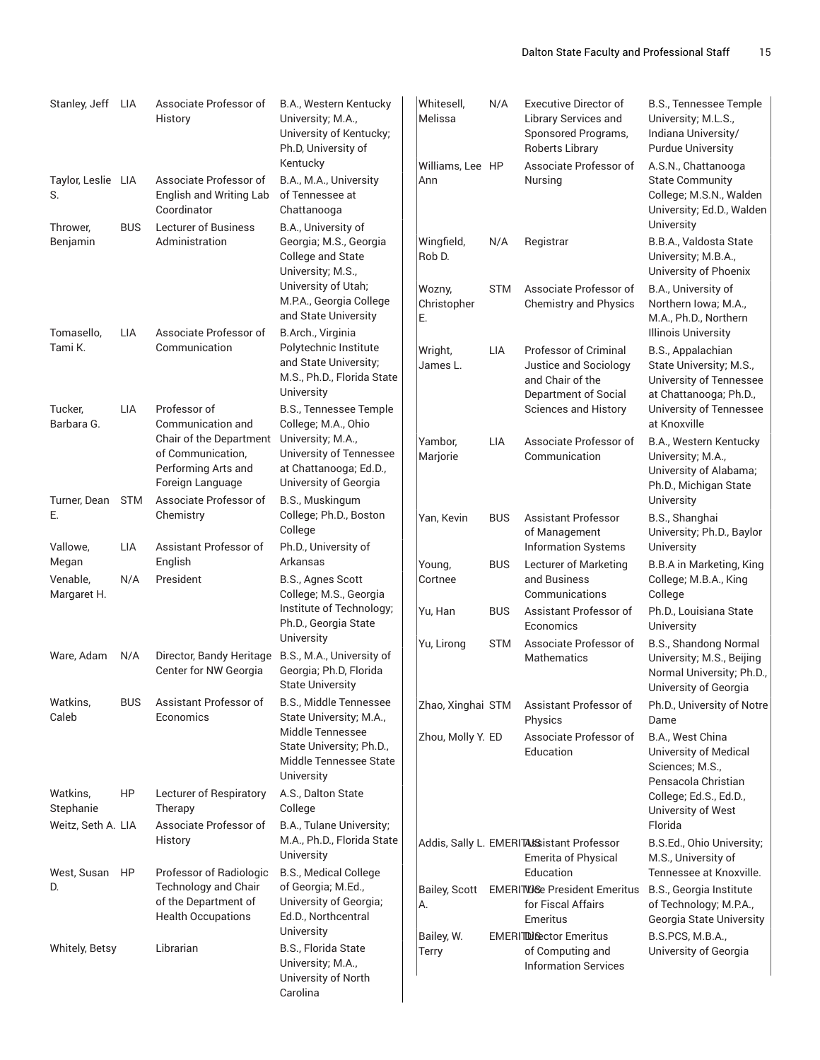| Name | Division | Title | Degrees |
|---|---|---|---|
| Stanley, Jeff | LIA | Associate Professor of History | B.A., Western Kentucky University; M.A., University of Kentucky; Ph.D, University of Kentucky |
| Taylor, Leslie S. | LIA | Associate Professor of English and Writing Lab Coordinator | B.A., M.A., University of Tennessee at Chattanooga |
| Thrower, Benjamin | BUS | Lecturer of Business Administration | B.A., University of Georgia; M.S., Georgia College and State University; M.S., University of Utah; M.P.A., Georgia College and State University |
| Tomasello, Tami K. | LIA | Associate Professor of Communication | B.Arch., Virginia Polytechnic Institute and State University; M.S., Ph.D., Florida State University |
| Tucker, Barbara G. | LIA | Professor of Communication and Chair of the Department of Communication, Performing Arts and Foreign Language | B.S., Tennessee Temple College; M.A., Ohio University; M.A., University of Tennessee at Chattanooga; Ed.D., University of Georgia |
| Turner, Dean E. | STM | Associate Professor of Chemistry | B.S., Muskingum College; Ph.D., Boston College |
| Vallowe, Megan | LIA | Assistant Professor of English | Ph.D., University of Arkansas |
| Venable, Margaret H. | N/A | President | B.S., Agnes Scott College; M.S., Georgia Institute of Technology; Ph.D., Georgia State University |
| Ware, Adam | N/A | Director, Bandy Heritage Center for NW Georgia | B.S., M.A., University of Georgia; Ph.D, Florida State University |
| Watkins, Caleb | BUS | Assistant Professor of Economics | B.S., Middle Tennessee State University; M.A., Middle Tennessee State University; Ph.D., Middle Tennessee State University |
| Watkins, Stephanie | HP | Lecturer of Respiratory Therapy | A.S., Dalton State College |
| Weitz, Seth A. | LIA | Associate Professor of History | B.A., Tulane University; M.A., Ph.D., Florida State University |
| West, Susan D. | HP | Professor of Radiologic Technology and Chair of the Department of Health Occupations | B.S., Medical College of Georgia; M.Ed., University of Georgia; Ed.D., Northcentral University |
| Whitely, Betsy | | Librarian | B.S., Florida State University; M.A., University of North Carolina |
| Whitesell, Melissa | N/A | Executive Director of Library Services and Sponsored Programs, Roberts Library | B.S., Tennessee Temple University; M.L.S., Indiana University/ Purdue University |
| Williams, Lee Ann | HP | Associate Professor of Nursing | A.S.N., Chattanooga State Community College; M.S.N., Walden University; Ed.D., Walden University |
| Wingfield, Rob D. | N/A | Registrar | B.B.A., Valdosta State University; M.B.A., University of Phoenix |
| Wozny, Christopher E. | STM | Associate Professor of Chemistry and Physics | B.A., University of Northern Iowa; M.A., M.A., Ph.D., Northern Illinois University |
| Wright, James L. | LIA | Professor of Criminal Justice and Sociology and Chair of the Department of Social Sciences and History | B.S., Appalachian State University; M.S., University of Tennessee at Chattanooga; Ph.D., University of Tennessee at Knoxville |
| Yambor, Marjorie | LIA | Associate Professor of Communication | B.A., Western Kentucky University; M.A., University of Alabama; Ph.D., Michigan State University |
| Yan, Kevin | BUS | Assistant Professor of Management Information Systems | B.S., Shanghai University; Ph.D., Baylor University |
| Young, Cortnee | BUS | Lecturer of Marketing and Business Communications | B.B.A in Marketing, King College; M.B.A., King College |
| Yu, Han | BUS | Assistant Professor of Economics | Ph.D., Louisiana State University |
| Yu, Lirong | STM | Associate Professor of Mathematics | B.S., Shandong Normal University; M.S., Beijing Normal University; Ph.D., University of Georgia |
| Zhao, Xinghai | STM | Assistant Professor of Physics | Ph.D., University of Notre Dame |
| Zhou, Molly Y. | ED | Associate Professor of Education | B.A., West China University of Medical Sciences; M.S., Pensacola Christian College; Ed.S., Ed.D., University of West Florida |
| Addis, Sally L. | EMERITUS | Assistant Professor Emerita of Physical Education | B.S.Ed., Ohio University; M.S., University of Tennessee at Knoxville. |
| Bailey, Scott A. | EMERITUS | Vice President Emeritus for Fiscal Affairs Emeritus | B.S., Georgia Institute of Technology; M.P.A., Georgia State University |
| Bailey, W. Terry | EMERITUS | Director Emeritus of Computing and Information Services | B.S.PCS, M.B.A., University of Georgia |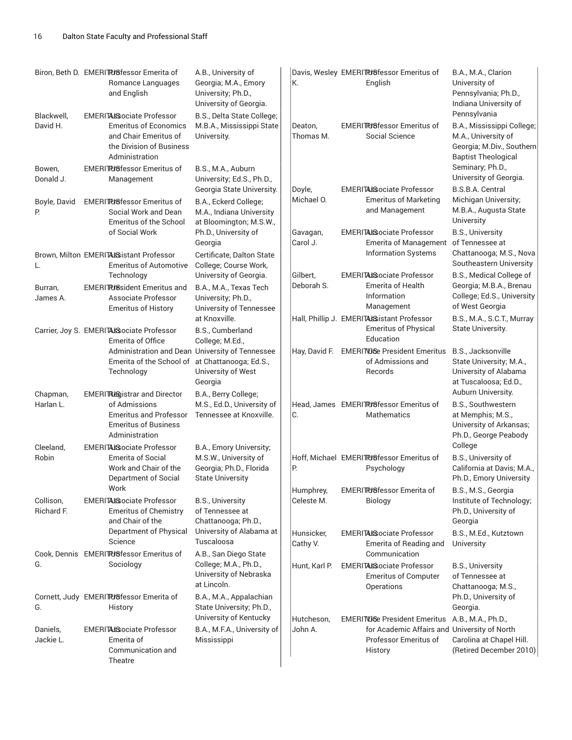| Name | Status | Title | Degrees |
|---|---|---|---|
| Biron, Beth D. | EMERITUS | Professor Emerita of Romance Languages and English | A.B., University of Georgia; M.A., Emory University; Ph.D., University of Georgia. |
| Blackwell, David H. | EMERITUS | Associate Professor Emeritus of Economics and Chair Emeritus of the Division of Business Administration | B.S., Delta State College; M.B.A., Mississippi State University. |
| Bowen, Donald J. | EMERITUS | Professor Emeritus of Management | B.S., M.A., Auburn University; Ed.S., Ph.D., Georgia State University. |
| Boyle, David P. | EMERITUS | Professor Emeritus of Social Work and Dean Emeritus of the School of Social Work | B.A., Eckerd College; M.A., Indiana University at Bloomington; M.S.W., Ph.D., University of Georgia |
| Brown, Milton L. | EMERITUS | Assistant Professor Emeritus of Automotive Technology | Certificate, Dalton State College; Course Work, University of Georgia. |
| Burran, James A. | EMERITUS | President Emeritus and Associate Professor Emeritus of History | B.A., M.A., Texas Tech University; Ph.D., University of Tennessee at Knoxville. |
| Carrier, Joy S. | EMERITUS | Associate Professor Emerita of Office Administration and Dean Emerita of the School of Technology | B.S., Cumberland College; M.Ed., University of Tennessee at Chattanooga; Ed.S., University of West Georgia |
| Chapman, Harlan L. | EMERITUS | Registrar and Director of Admissions Emeritus and Professor Emeritus of Business Administration | B.A., Berry College; M.S., Ed.D., University of Tennessee at Knoxville. |
| Cleeland, Robin | EMERITUS | Associate Professor Emerita of Social Work and Chair of the Department of Social Work | B.A., Emory University; M.S.W., University of Georgia; Ph.D., Florida State University |
| Collison, Richard F. | EMERITUS | Associate Professor Emeritus of Chemistry and Chair of the Department of Physical Science | B.S., University of Tennessee at Chattanooga; Ph.D., University of Alabama at Tuscaloosa |
| Cook, Dennis G. | EMERITUS | Professor Emeritus of Sociology | A.B., San Diego State College; M.A., Ph.D., University of Nebraska at Lincoln. |
| Cornett, Judy G. | EMERITUS | Professor Emerita of History | B.A., M.A., Appalachian State University; Ph.D., University of Kentucky |
| Daniels, Jackie L. | EMERITUS | Associate Professor Emerita of Communication and Theatre | B.A., M.F.A., University of Mississippi |
| Davis, Wesley K. | EMERITUS | Professor Emeritus of English | B.A., M.A., Clarion University of Pennsylvania; Ph.D., Indiana University of Pennsylvania |
| Deaton, Thomas M. | EMERITUS | Professor Emeritus of Social Science | B.A., Mississippi College; M.A., University of Georgia; M.Div., Southern Baptist Theological Seminary; Ph.D., University of Georgia. |
| Doyle, Michael O. | EMERITUS | Associate Professor Emeritus of Marketing and Management | B.S.B.A. Central Michigan University; M.B.A., Augusta State University |
| Gavagan, Carol J. | EMERITUS | Associate Professor Emerita of Management Information Systems | B.S., University of Tennessee at Chattanooga; M.S., Nova Southeastern University |
| Gilbert, Deborah S. | EMERITUS | Associate Professor Emerita of Health Information Management | B.S., Medical College of Georgia; M.B.A., Brenau College; Ed.S., University of West Georgia |
| Hall, Phillip J. | EMERITUS | Assistant Professor Emeritus of Physical Education | B.S., M.A., S.C.T., Murray State University. |
| Hay, David F. | EMERITUS | Vice President Emeritus of Admissions and Records | B.S., Jacksonville State University; M.A., University of Alabama at Tuscaloosa; Ed.D., Auburn University. |
| Head, James C. | EMERITUS | Professor Emeritus of Mathematics | B.S., Southwestern at Memphis; M.S., University of Arkansas; Ph.D., George Peabody College |
| Hoff, Michael P. | EMERITUS | Professor Emeritus of Psychology | B.S., University of California at Davis; M.A., Ph.D., Emory University |
| Humphrey, Celeste M. | EMERITUS | Professor Emerita of Biology | B.S., M.S., Georgia Institute of Technology; Ph.D., University of Georgia |
| Hunsicker, Cathy V. | EMERITUS | Associate Professor Emerita of Reading and Communication | B.S., M.Ed., Kutztown University |
| Hunt, Karl P. | EMERITUS | Associate Professor Emeritus of Computer Operations | B.S., University of Tennessee at Chattanooga; M.S., Ph.D., University of Georgia. |
| Hutcheson, John A. | EMERITUS | Vice President Emeritus for Academic Affairs and Professor Emeritus of History | A.B., M.A., Ph.D., University of North Carolina at Chapel Hill. (Retired December 2010) |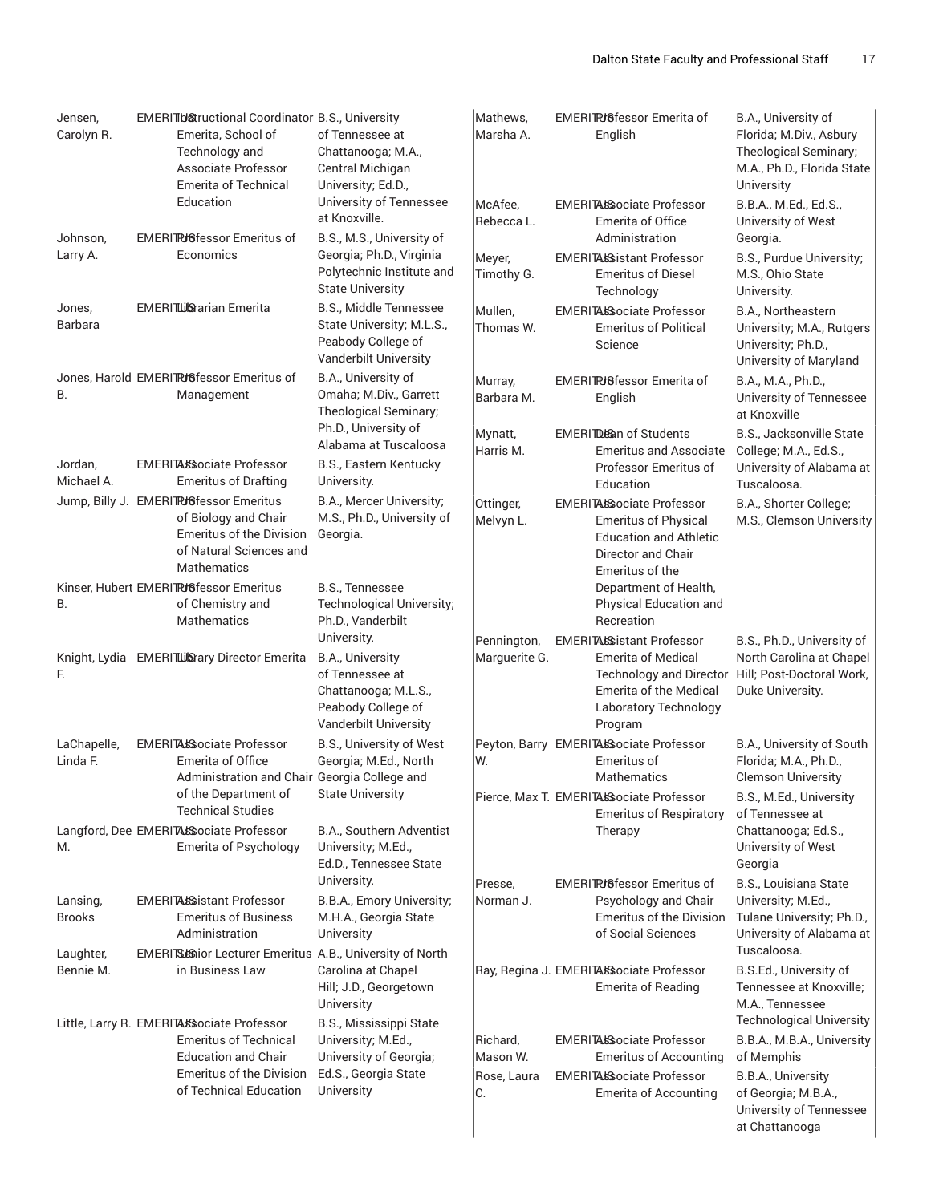| Name | Status | Title | Education |
|---|---|---|---|
| Jensen, Carolyn R. | EMERITUS | Instructional Coordinator Emerita, School of Technology and Associate Professor Emerita of Technical Education | B.S., University of Tennessee at Chattanooga; M.A., Central Michigan University; Ed.D., University of Tennessee at Knoxville. |
| Johnson, Larry A. | EMERITUS | Professor Emeritus of Economics | B.S., M.S., University of Georgia; Ph.D., Virginia Polytechnic Institute and State University |
| Jones, Barbara | EMERITUS | Librarian Emerita | B.S., Middle Tennessee State University; M.L.S., Peabody College of Vanderbilt University |
| Jones, Harold B. | EMERITUS | Professor Emeritus of Management | B.A., University of Omaha; M.Div., Garrett Theological Seminary; Ph.D., University of Alabama at Tuscaloosa |
| Jordan, Michael A. | EMERITUS | Associate Professor Emeritus of Drafting | B.S., Eastern Kentucky University. |
| Jump, Billy J. | EMERITUS | Professor Emeritus of Biology and Chair Emeritus of the Division of Natural Sciences and Mathematics | B.A., Mercer University; M.S., Ph.D., University of Georgia. |
| Kinser, Hubert B. | EMERITUS | Professor Emeritus of Chemistry and Mathematics | B.S., Tennessee Technological University; Ph.D., Vanderbilt University. |
| Knight, Lydia F. | EMERITUS | Library Director Emerita | B.A., University of Tennessee at Chattanooga; M.L.S., Peabody College of Vanderbilt University |
| LaChapelle, Linda F. | EMERITUS | Associate Professor Emerita of Office Administration and Chair of the Department of Technical Studies | B.S., University of West Georgia; M.Ed., North Georgia College and State University |
| Langford, Dee M. | EMERITUS | Associate Professor Emerita of Psychology | B.A., Southern Adventist University; M.Ed., Ed.D., Tennessee State University. |
| Lansing, Brooks | EMERITUS | Assistant Professor Emeritus of Business Administration | B.B.A., Emory University; M.H.A., Georgia State University |
| Laughter, Bennie M. | EMERITUS | Senior Lecturer Emeritus in Business Law | A.B., University of North Carolina at Chapel Hill; J.D., Georgetown University |
| Little, Larry R. | EMERITUS | Associate Professor Emeritus of Technical Education and Chair Emeritus of the Division of Technical Education | B.S., Mississippi State University; M.Ed., University of Georgia; Ed.S., Georgia State University |
| Mathews, Marsha A. | EMERITUS | Professor Emerita of English | B.A., University of Florida; M.Div., Asbury Theological Seminary; M.A., Ph.D., Florida State University |
| McAfee, Rebecca L. | EMERITUS | Associate Professor Emerita of Office Administration | B.B.A., M.Ed., Ed.S., University of West Georgia. |
| Meyer, Timothy G. | EMERITUS | Assistant Professor Emeritus of Diesel Technology | B.S., Purdue University; M.S., Ohio State University. |
| Mullen, Thomas W. | EMERITUS | Associate Professor Emeritus of Political Science | B.A., Northeastern University; M.A., Rutgers University; Ph.D., University of Maryland |
| Murray, Barbara M. | EMERITUS | Professor Emerita of English | B.A., M.A., Ph.D., University of Tennessee at Knoxville |
| Mynatt, Harris M. | EMERITUS | Dean of Students Emeritus and Associate Professor Emeritus of Education | B.S., Jacksonville State College; M.A., Ed.S., University of Alabama at Tuscaloosa. |
| Ottinger, Melvyn L. | EMERITUS | Associate Professor Emeritus of Physical Education and Athletic Director and Chair Emeritus of the Department of Health, Physical Education and Recreation | B.A., Shorter College; M.S., Clemson University |
| Pennington, Marguerite G. | EMERITUS | Assistant Professor Emerita of Medical Technology and Director Emerita of the Medical Laboratory Technology Program | B.S., Ph.D., University of North Carolina at Chapel Hill; Post-Doctoral Work, Duke University. |
| Peyton, Barry W. | EMERITUS | Associate Professor Emeritus of Mathematics | B.A., University of South Florida; M.A., Ph.D., Clemson University |
| Pierce, Max T. | EMERITUS | Associate Professor Emeritus of Respiratory Therapy | B.S., M.Ed., University of Tennessee at Chattanooga; Ed.S., University of West Georgia |
| Presse, Norman J. | EMERITUS | Professor Emeritus of Psychology and Chair Emeritus of the Division of Social Sciences | B.S., Louisiana State University; M.Ed., Tulane University; Ph.D., University of Alabama at Tuscaloosa. |
| Ray, Regina J. | EMERITUS | Associate Professor Emerita of Reading | B.S.Ed., University of Tennessee at Knoxville; M.A., Tennessee Technological University |
| Richard, Mason W. | EMERITUS | Associate Professor Emeritus of Accounting | B.B.A., M.B.A., University of Memphis |
| Rose, Laura C. | EMERITUS | Associate Professor Emerita of Accounting | B.B.A., University of Georgia; M.B.A., University of Tennessee at Chattanooga |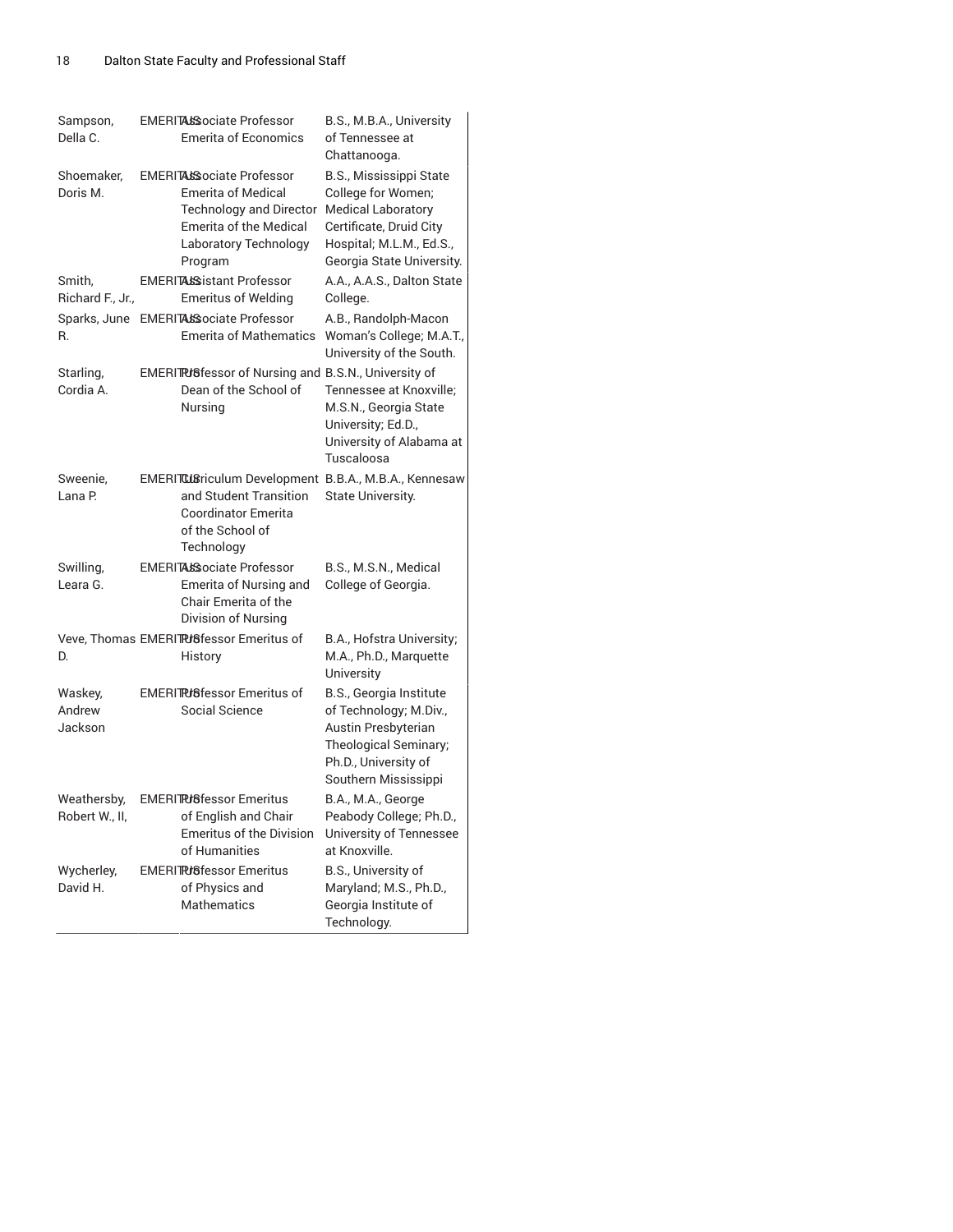| | | | |
|---|---|---|---|
| Sampson, Della C. | EMERITUS | Associate Professor Emerita of Economics | B.S., M.B.A., University of Tennessee at Chattanooga. |
| Shoemaker, Doris M. | EMERITUS | Associate Professor Emerita of Medical Technology and Director Emerita of the Medical Laboratory Technology Program | B.S., Mississippi State College for Women; Medical Laboratory Certificate, Druid City Hospital; M.L.M., Ed.S., Georgia State University. |
| Smith, Richard F., Jr., | EMERITUS | Assistant Professor Emeritus of Welding | A.A., A.A.S., Dalton State College. |
| Sparks, June R. | EMERITUS | Associate Professor Emerita of Mathematics | A.B., Randolph-Macon Woman's College; M.A.T., University of the South. |
| Starling, Cordia A. | EMERITUS | Professor of Nursing and Dean of the School of Nursing | B.S.N., University of Tennessee at Knoxville; M.S.N., Georgia State University; Ed.D., University of Alabama at Tuscaloosa |
| Sweenie, Lana P. | EMERITUS | Curriculum Development and Student Transition Coordinator Emerita of the School of Technology | B.B.A., M.B.A., Kennesaw State University. |
| Swilling, Leara G. | EMERITUS | Associate Professor Emerita of Nursing and Chair Emerita of the Division of Nursing | B.S., M.S.N., Medical College of Georgia. |
| Veve, Thomas D. | EMERITUS | Professor Emeritus of History | B.A., Hofstra University; M.A., Ph.D., Marquette University |
| Waskey, Andrew Jackson | EMERITUS | Professor Emeritus of Social Science | B.S., Georgia Institute of Technology; M.Div., Austin Presbyterian Theological Seminary; Ph.D., University of Southern Mississippi |
| Weathersby, Robert W., II, | EMERITUS | Professor Emeritus of English and Chair Emeritus of the Division of Humanities | B.A., M.A., George Peabody College; Ph.D., University of Tennessee at Knoxville. |
| Wycherley, David H. | EMERITUS | Professor Emeritus of Physics and Mathematics | B.S., University of Maryland; M.S., Ph.D., Georgia Institute of Technology. |